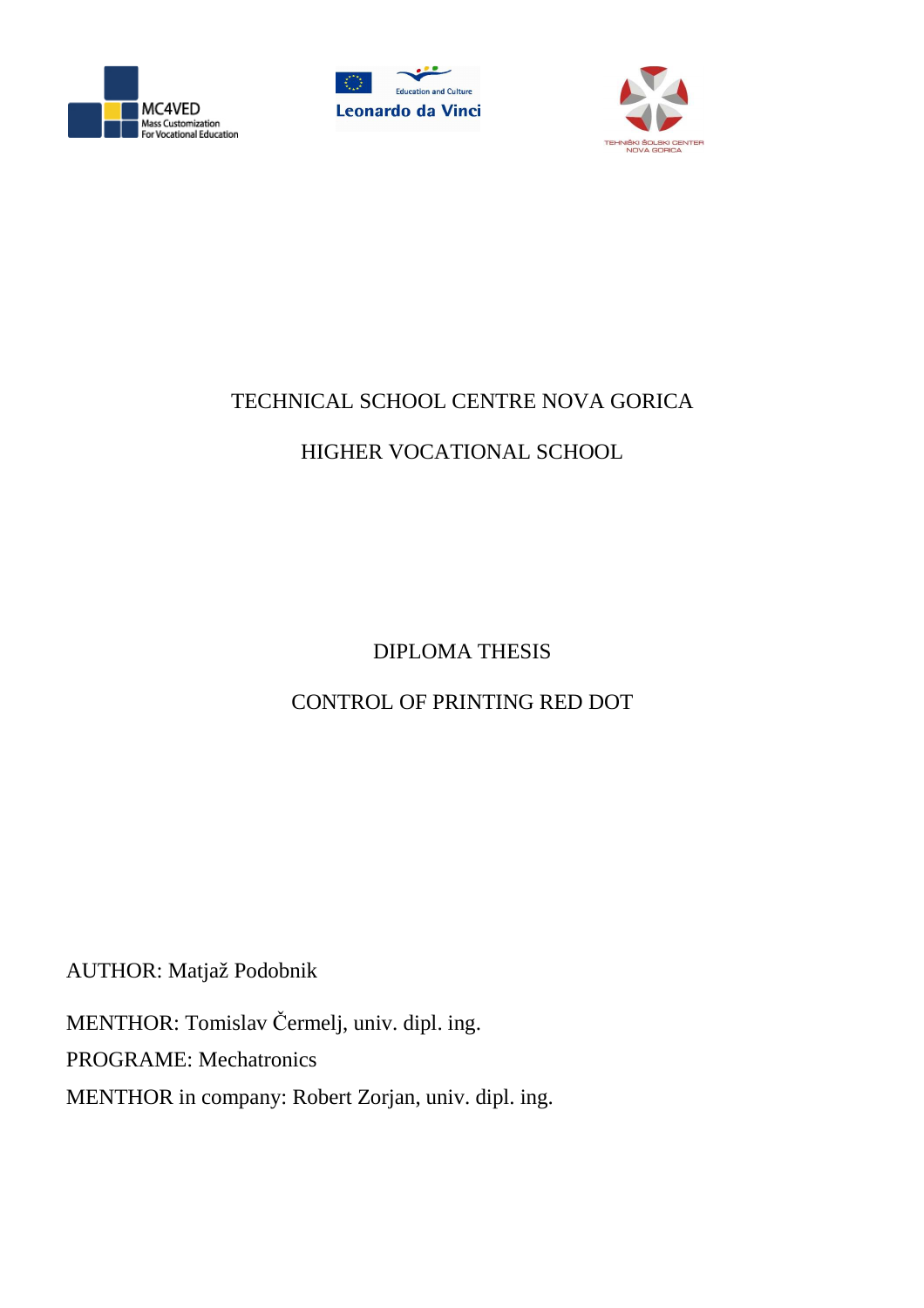TECHNICAL SCHOOL CENTRE NOVA GORICA

HIGHER VOCATIONAL SCHOOL

# DIPLOMA THESIS

# CONTROL OF PRINTING RED DOT

AUTHOR: Matjaž Podobnik

MENTHOR: Tomislav Čermelj, univ. dipl. ing.

PROGRAME: Mechatronics

MENTHOR in company: Robert Zorjan, univ. dipl. ing.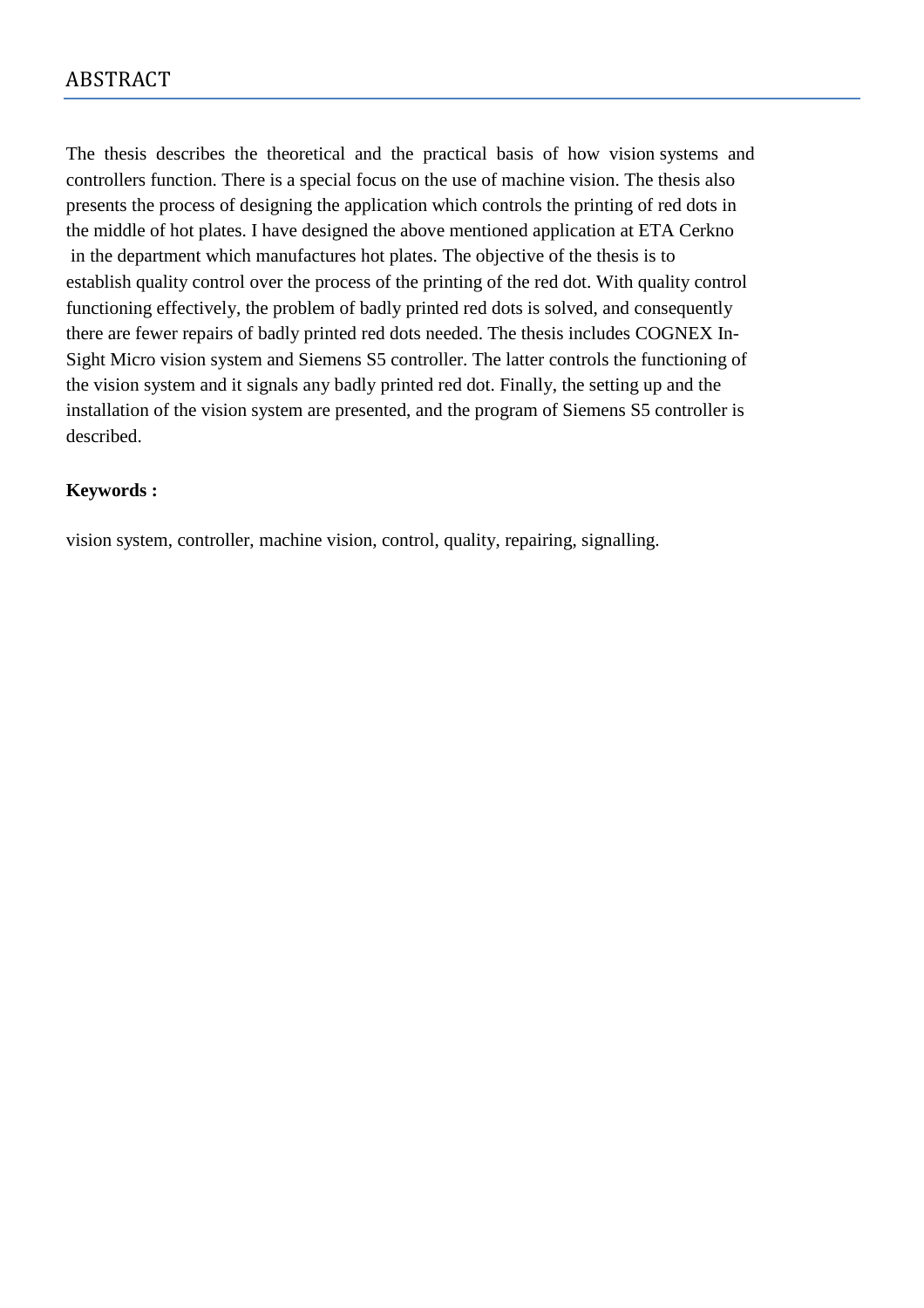# ABSTRACT

The thesis describes the theoretical and the practical basis of how vision systems and controllers function. There is a special focus on the use of machine vision. The thesis also presents the process of designing the application which controls the printing of red dots in the middle of hot plates. I have designed the above mentioned application at ETA Cerkno in the department which manufactures hot plates. The objective of the thesis is to establish quality control over the process of the printing of the red dot. With quality control functioning effectively, the problem of badly printed red dots is solved, and consequently there are fewer repairs of badly printed red dots needed. The thesis includes COGNEX In-Sight Micro vision system and Siemens S5 controller. The latter controls the functioning of the vision system and it signals any badly printed red dot. Finally, the setting up and the installation of the vision system are presented, and the program of Siemens S5 controller is described.

**Keywords :**

vision system, controller, machine vision, control, quality, repairing, signalling.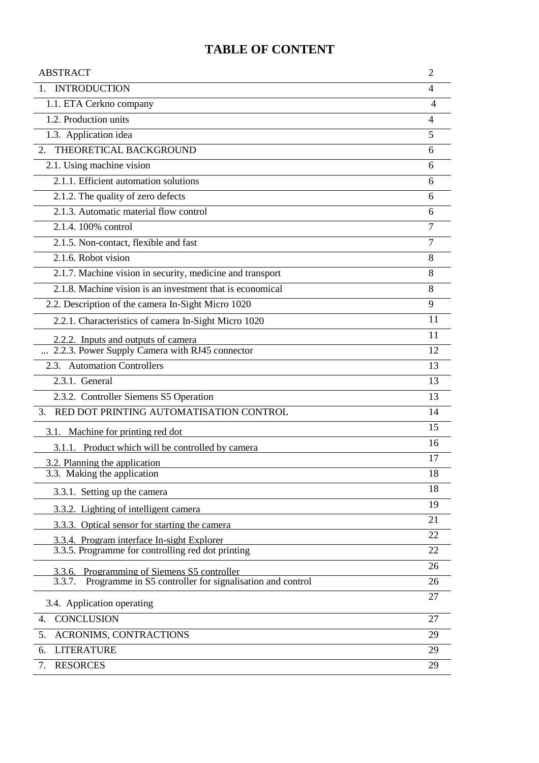# TABLE OF CONTENT

| | |
|---|---|
| ABSTRACT | 2 |
| 1. INTRODUCTION | 4 |
| 1.1. ETA Cerkno company | 4 |
| 1.2. Production units | 4 |
| 1.3. Application idea | 5 |
| 2. THEORETICAL BACKGROUND | 6 |
| 2.1. Using machine vision | 6 |
| 2.1.1. Efficient automation solutions | 6 |
| 2.1.2. The quality of zero defects | 6 |
| 2.1.3. Automatic material flow control | 6 |
| 2.1.4. 100% control | 7 |
| 2.1.5. Non-contact, flexible and fast | 7 |
| 2.1.6. Robot vision | 8 |
| 2.1.7. Machine vision in security, medicine and transport | 8 |
| 2.1.8. Machine vision is an investment that is economical | 8 |
| 2.2. Description of the camera In-Sight Micro 1020 | 9 |
| 2.2.1. Characteristics of camera In-Sight Micro 1020 | 11 |
| 2.2.2. Inputs and outputs of camera | 11 |
| ... 2.2.3. Power Supply Camera with RJ45 connector | 12 |
| 2.3. Automation Controllers | 13 |
| 2.3.1. General | 13 |
| 2.3.2. Controller Siemens S5 Operation | 13 |
| 3. RED DOT PRINTING AUTOMATISATION CONTROL | 14 |
| 3.1. Machine for printing red dot | 15 |
| 3.1.1. Product which will be controlled by camera | 16 |
| 3.2. Planning the application | 17 |
| 3.3. Making the application | 18 |
| 3.3.1. Setting up the camera | 18 |
| 3.3.2. Lighting of intelligent camera | 19 |
| 3.3.3. Optical sensor for starting the camera | 21 |
| 3.3.4. Program interface In-sight Explorer | 22 |
| 3.3.5. Programme for controlling red dot printing | 22 |
| 3.3.6. Programming of Siemens S5 controller | 26 |
| 3.3.7. Programme in S5 controller for signalisation and control | 26 |
| 3.4. Application operating | 27 |
| 4. CONCLUSION | 27 |
| 5. ACRONIMS, CONTRACTIONS | 29 |
| 6. LITERATURE | 29 |
| 7. RESORCES | 29 |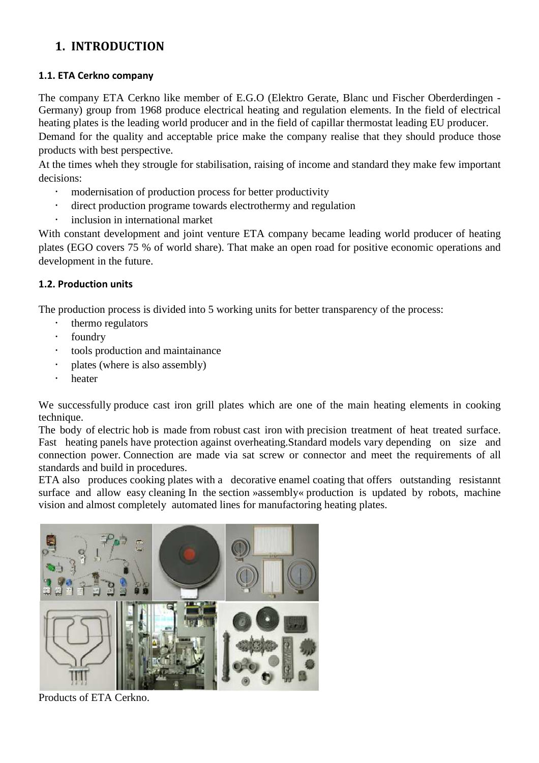# 1. INTRODUCTION

### 1.1. ETA Cerkno company

The company ETA Cerkno like member of E.G.O (Elektro Gerate, Blanc und Fischer Oberderdingen - Germany) group from 1968 produce electrical heating and regulation elements. In the field of electrical heating plates is the leading world producer and in the field of capillar thermostat leading EU producer.

Demand for the quality and acceptable price make the company realise that they should produce those products with best perspective.

At the times wheh they strougle for stabilisation, raising of income and standard they make few important decisions:

- modernisation of production process for better productivity
- direct production programe towards electrothermy and regulation
- inclusion in international market

With constant development and joint venture ETA company became leading world producer of heating plates (EGO covers 75 % of world share). That make an open road for positive economic operations and development in the future.

### 1.2. Production units

The production process is divided into 5 working units for better transparency of the process:

- thermo regulators
- foundry
- tools production and maintainance
- plates (where is also assembly)
- heater

We successfully produce cast iron grill plates which are one of the main heating elements in cooking technique.

The body of electric hob is made from robust cast iron with precision treatment of heat treated surface. Fast heating panels have protection against overheating.Standard models vary depending on size and connection power. Connection are made via sat screw or connector and meet the requirements of all standards and build in procedures.

ETA also produces cooking plates with a decorative enamel coating that offers outstanding resistannt surface and allow easy cleaning In the section »assembly« production is updated by robots, machine vision and almost completely automated lines for manufactoring heating plates.

Products of ETA Cerkno.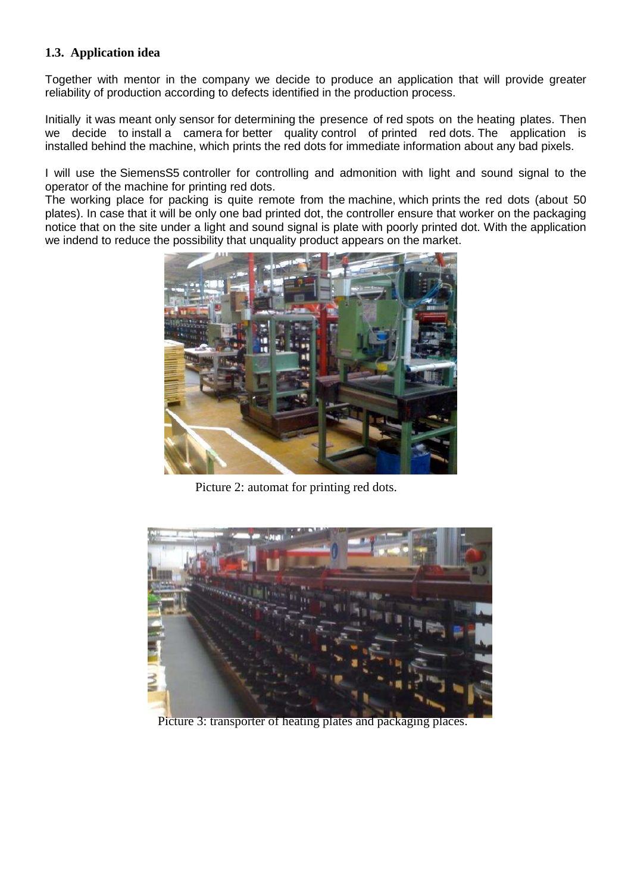### 1.3. Application idea

Together with mentor in the company we decide to produce an application that will provide greater reliability of production according to defects identified in the production process.

Initially it was meant only sensor for determining the presence of red spots on the heating plates. Then we decide to install a camera for better quality control of printed red dots. The application is installed behind the machine, which prints the red dots for immediate information about any bad pixels.

I will use the SiemensS5 controller for controlling and admonition with light and sound signal to the operator of the machine for printing red dots.
The working place for packing is quite remote from the machine, which prints the red dots (about 50 plates). In case that it will be only one bad printed dot, the controller ensure that worker on the packaging notice that on the site under a light and sound signal is plate with poorly printed dot. With the application we indend to reduce the possibility that unquality product appears on the market.

Picture 2: automat for printing red dots.

Picture 3: transporter of heating plates and packaging places.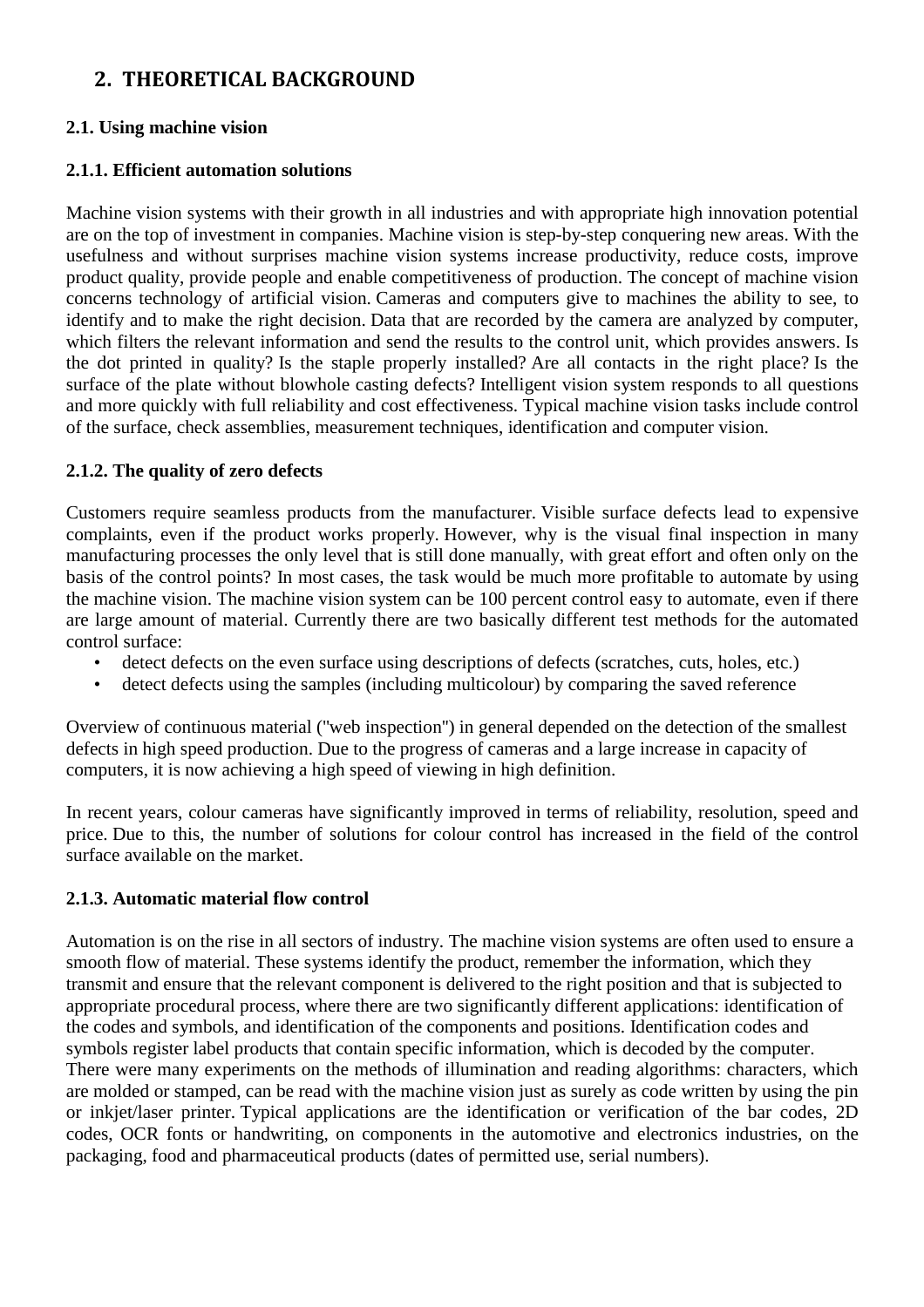## 2. THEORETICAL BACKGROUND

### 2.1. Using machine vision

#### 2.1.1. Efficient automation solutions

Machine vision systems with their growth in all industries and with appropriate high innovation potential are on the top of investment in companies. Machine vision is step-by-step conquering new areas. With the usefulness and without surprises machine vision systems increase productivity, reduce costs, improve product quality, provide people and enable competitiveness of production. The concept of machine vision concerns technology of artificial vision. Cameras and computers give to machines the ability to see, to identify and to make the right decision. Data that are recorded by the camera are analyzed by computer, which filters the relevant information and send the results to the control unit, which provides answers. Is the dot printed in quality? Is the staple properly installed? Are all contacts in the right place? Is the surface of the plate without blowhole casting defects? Intelligent vision system responds to all questions and more quickly with full reliability and cost effectiveness. Typical machine vision tasks include control of the surface, check assemblies, measurement techniques, identification and computer vision.

#### 2.1.2. The quality of zero defects

Customers require seamless products from the manufacturer. Visible surface defects lead to expensive complaints, even if the product works properly. However, why is the visual final inspection in many manufacturing processes the only level that is still done manually, with great effort and often only on the basis of the control points? In most cases, the task would be much more profitable to automate by using the machine vision. The machine vision system can be 100 percent control easy to automate, even if there are large amount of material. Currently there are two basically different test methods for the automated control surface:

- detect defects on the even surface using descriptions of defects (scratches, cuts, holes, etc.)
- detect defects using the samples (including multicolour) by comparing the saved reference

Overview of continuous material ("web inspection") in general depended on the detection of the smallest defects in high speed production. Due to the progress of cameras and a large increase in capacity of computers, it is now achieving a high speed of viewing in high definition.

In recent years, colour cameras have significantly improved in terms of reliability, resolution, speed and price. Due to this, the number of solutions for colour control has increased in the field of the control surface available on the market.

#### 2.1.3. Automatic material flow control

Automation is on the rise in all sectors of industry. The machine vision systems are often used to ensure a smooth flow of material. These systems identify the product, remember the information, which they transmit and ensure that the relevant component is delivered to the right position and that is subjected to appropriate procedural process, where there are two significantly different applications: identification of the codes and symbols, and identification of the components and positions. Identification codes and symbols register label products that contain specific information, which is decoded by the computer. There were many experiments on the methods of illumination and reading algorithms: characters, which are molded or stamped, can be read with the machine vision just as surely as code written by using the pin or inkjet/laser printer. Typical applications are the identification or verification of the bar codes, 2D codes, OCR fonts or handwriting, on components in the automotive and electronics industries, on the packaging, food and pharmaceutical products (dates of permitted use, serial numbers).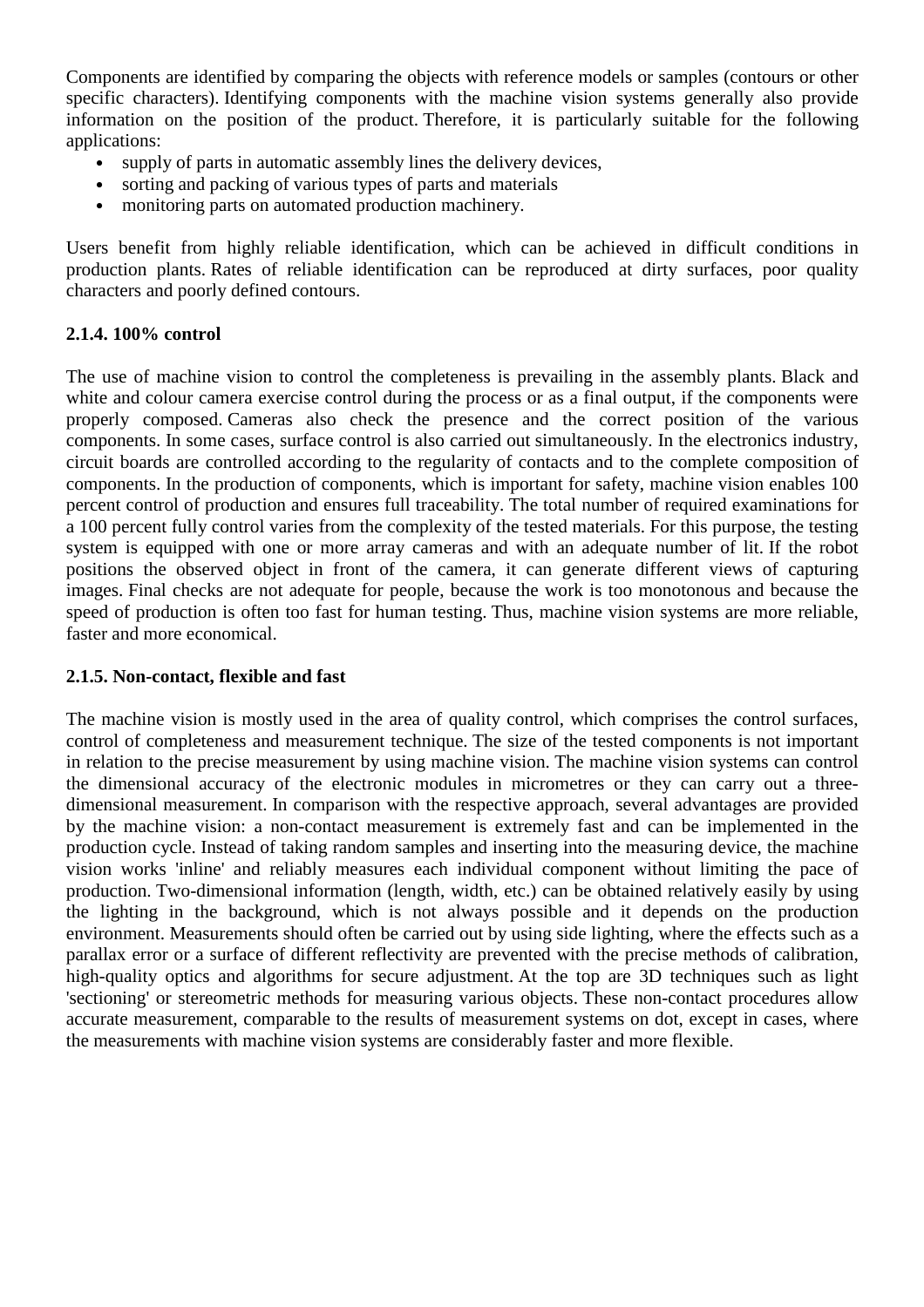Components are identified by comparing the objects with reference models or samples (contours or other specific characters). Identifying components with the machine vision systems generally also provide information on the position of the product. Therefore, it is particularly suitable for the following applications:

- supply of parts in automatic assembly lines the delivery devices,
- sorting and packing of various types of parts and materials
- monitoring parts on automated production machinery.

Users benefit from highly reliable identification, which can be achieved in difficult conditions in production plants. Rates of reliable identification can be reproduced at dirty surfaces, poor quality characters and poorly defined contours.

### 2.1.4. 100% control

The use of machine vision to control the completeness is prevailing in the assembly plants. Black and white and colour camera exercise control during the process or as a final output, if the components were properly composed. Cameras also check the presence and the correct position of the various components. In some cases, surface control is also carried out simultaneously. In the electronics industry, circuit boards are controlled according to the regularity of contacts and to the complete composition of components. In the production of components, which is important for safety, machine vision enables 100 percent control of production and ensures full traceability. The total number of required examinations for a 100 percent fully control varies from the complexity of the tested materials. For this purpose, the testing system is equipped with one or more array cameras and with an adequate number of lit. If the robot positions the observed object in front of the camera, it can generate different views of capturing images. Final checks are not adequate for people, because the work is too monotonous and because the speed of production is often too fast for human testing. Thus, machine vision systems are more reliable, faster and more economical.

### 2.1.5. Non-contact, flexible and fast

The machine vision is mostly used in the area of quality control, which comprises the control surfaces, control of completeness and measurement technique. The size of the tested components is not important in relation to the precise measurement by using machine vision. The machine vision systems can control the dimensional accuracy of the electronic modules in micrometres or they can carry out a three-dimensional measurement. In comparison with the respective approach, several advantages are provided by the machine vision: a non-contact measurement is extremely fast and can be implemented in the production cycle. Instead of taking random samples and inserting into the measuring device, the machine vision works 'inline' and reliably measures each individual component without limiting the pace of production. Two-dimensional information (length, width, etc.) can be obtained relatively easily by using the lighting in the background, which is not always possible and it depends on the production environment. Measurements should often be carried out by using side lighting, where the effects such as a parallax error or a surface of different reflectivity are prevented with the precise methods of calibration, high-quality optics and algorithms for secure adjustment. At the top are 3D techniques such as light 'sectioning' or stereometric methods for measuring various objects. These non-contact procedures allow accurate measurement, comparable to the results of measurement systems on dot, except in cases, where the measurements with machine vision systems are considerably faster and more flexible.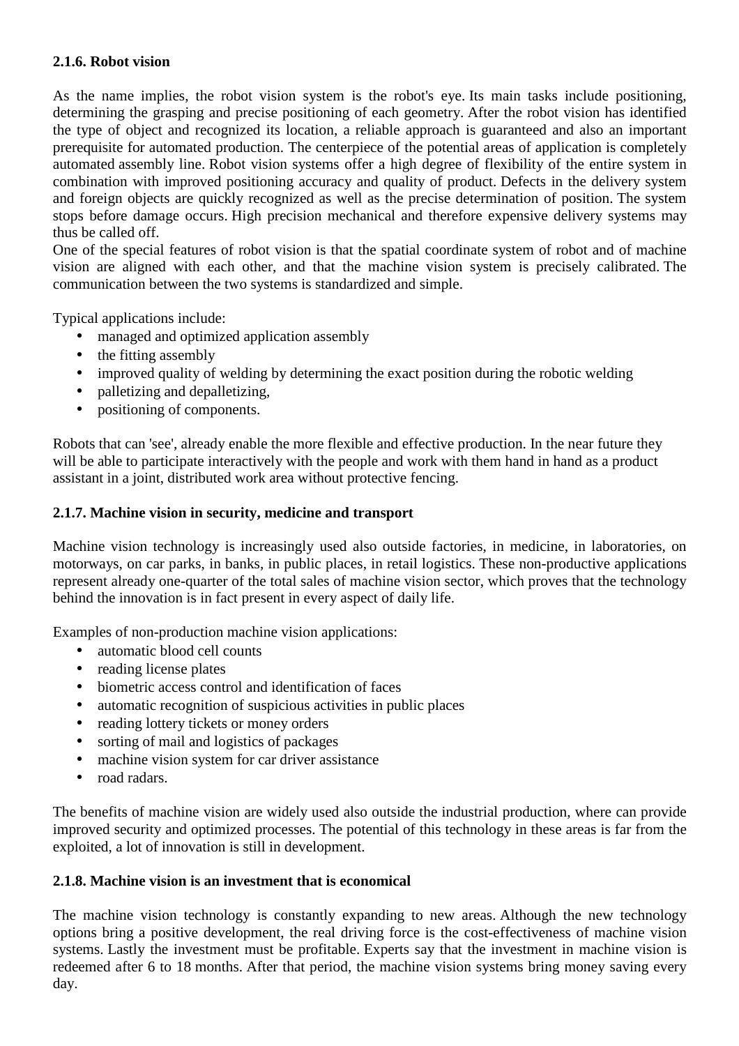### 2.1.6. Robot vision

As the name implies, the robot vision system is the robot's eye. Its main tasks include positioning, determining the grasping and precise positioning of each geometry. After the robot vision has identified the type of object and recognized its location, a reliable approach is guaranteed and also an important prerequisite for automated production. The centerpiece of the potential areas of application is completely automated assembly line. Robot vision systems offer a high degree of flexibility of the entire system in combination with improved positioning accuracy and quality of product. Defects in the delivery system and foreign objects are quickly recognized as well as the precise determination of position. The system stops before damage occurs. High precision mechanical and therefore expensive delivery systems may thus be called off.
One of the special features of robot vision is that the spatial coordinate system of robot and of machine vision are aligned with each other, and that the machine vision system is precisely calibrated. The communication between the two systems is standardized and simple.

Typical applications include:

- managed and optimized application assembly
- the fitting assembly
- improved quality of welding by determining the exact position during the robotic welding
- palletizing and depalletizing,
- positioning of components.

Robots that can 'see', already enable the more flexible and effective production. In the near future they will be able to participate interactively with the people and work with them hand in hand as a product assistant in a joint, distributed work area without protective fencing.

### 2.1.7. Machine vision in security, medicine and transport

Machine vision technology is increasingly used also outside factories, in medicine, in laboratories, on motorways, on car parks, in banks, in public places, in retail logistics. These non-productive applications represent already one-quarter of the total sales of machine vision sector, which proves that the technology behind the innovation is in fact present in every aspect of daily life.

Examples of non-production machine vision applications:

- automatic blood cell counts
- reading license plates
- biometric access control and identification of faces
- automatic recognition of suspicious activities in public places
- reading lottery tickets or money orders
- sorting of mail and logistics of packages
- machine vision system for car driver assistance
- road radars.

The benefits of machine vision are widely used also outside the industrial production, where can provide improved security and optimized processes. The potential of this technology in these areas is far from the exploited, a lot of innovation is still in development.

### 2.1.8. Machine vision is an investment that is economical

The machine vision technology is constantly expanding to new areas. Although the new technology options bring a positive development, the real driving force is the cost-effectiveness of machine vision systems. Lastly the investment must be profitable. Experts say that the investment in machine vision is redeemed after 6 to 18 months. After that period, the machine vision systems bring money saving every day.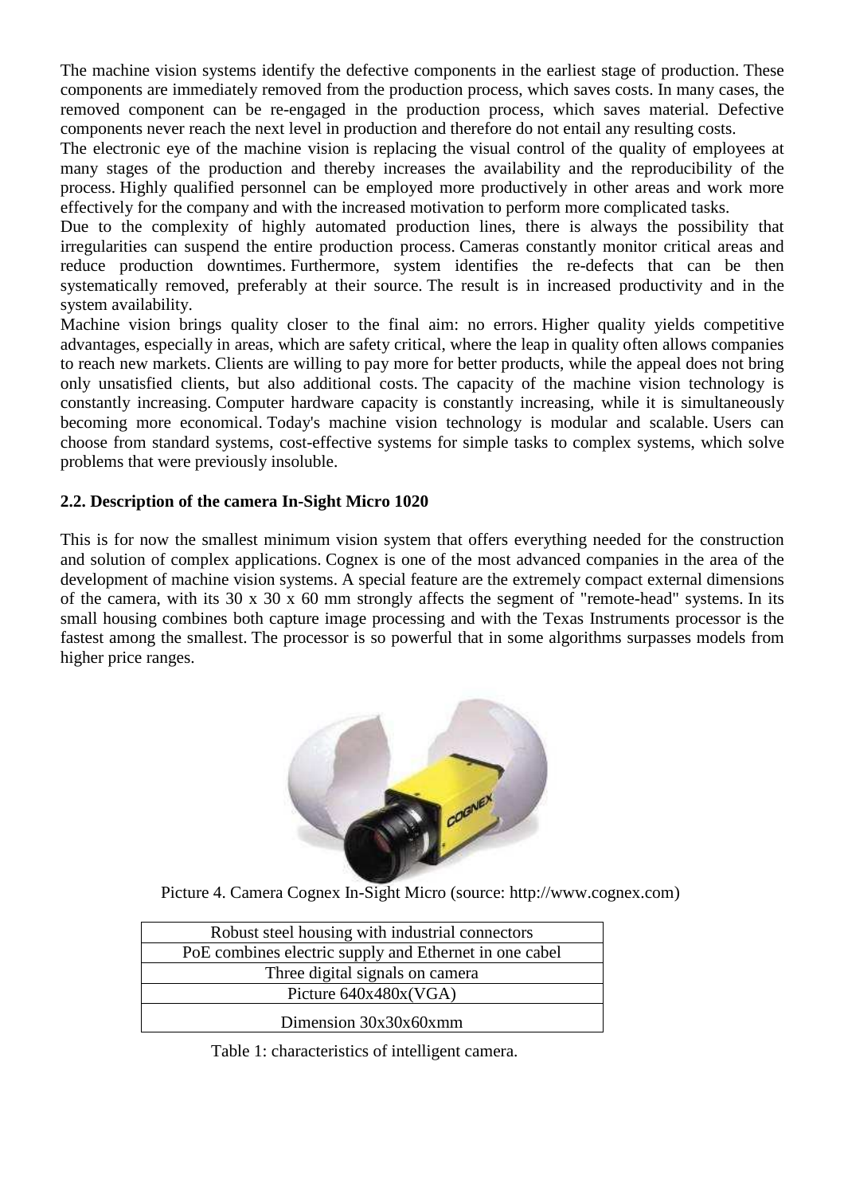The machine vision systems identify the defective components in the earliest stage of production. These components are immediately removed from the production process, which saves costs. In many cases, the removed component can be re-engaged in the production process, which saves material. Defective components never reach the next level in production and therefore do not entail any resulting costs.

The electronic eye of the machine vision is replacing the visual control of the quality of employees at many stages of the production and thereby increases the availability and the reproducibility of the process. Highly qualified personnel can be employed more productively in other areas and work more effectively for the company and with the increased motivation to perform more complicated tasks.

Due to the complexity of highly automated production lines, there is always the possibility that irregularities can suspend the entire production process. Cameras constantly monitor critical areas and reduce production downtimes. Furthermore, system identifies the re-defects that can be then systematically removed, preferably at their source. The result is in increased productivity and in the system availability.

Machine vision brings quality closer to the final aim: no errors. Higher quality yields competitive advantages, especially in areas, which are safety critical, where the leap in quality often allows companies to reach new markets. Clients are willing to pay more for better products, while the appeal does not bring only unsatisfied clients, but also additional costs. The capacity of the machine vision technology is constantly increasing. Computer hardware capacity is constantly increasing, while it is simultaneously becoming more economical. Today's machine vision technology is modular and scalable. Users can choose from standard systems, cost-effective systems for simple tasks to complex systems, which solve problems that were previously insoluble.

## 2.2. Description of the camera In-Sight Micro 1020

This is for now the smallest minimum vision system that offers everything needed for the construction and solution of complex applications. Cognex is one of the most advanced companies in the area of the development of machine vision systems. A special feature are the extremely compact external dimensions of the camera, with its 30 x 30 x 60 mm strongly affects the segment of "remote-head" systems. In its small housing combines both capture image processing and with the Texas Instruments processor is the fastest among the smallest. The processor is so powerful that in some algorithms surpasses models from higher price ranges.

Picture 4. Camera Cognex In-Sight Micro (source: http://www.cognex.com)

| Robust steel housing with industrial connectors |
|---|
| PoE combines electric supply and Ethernet in one cabel |
| Three digital signals on camera |
| Picture 640x480x(VGA) |
| Dimension 30x30x60xmm |

Table 1: characteristics of intelligent camera.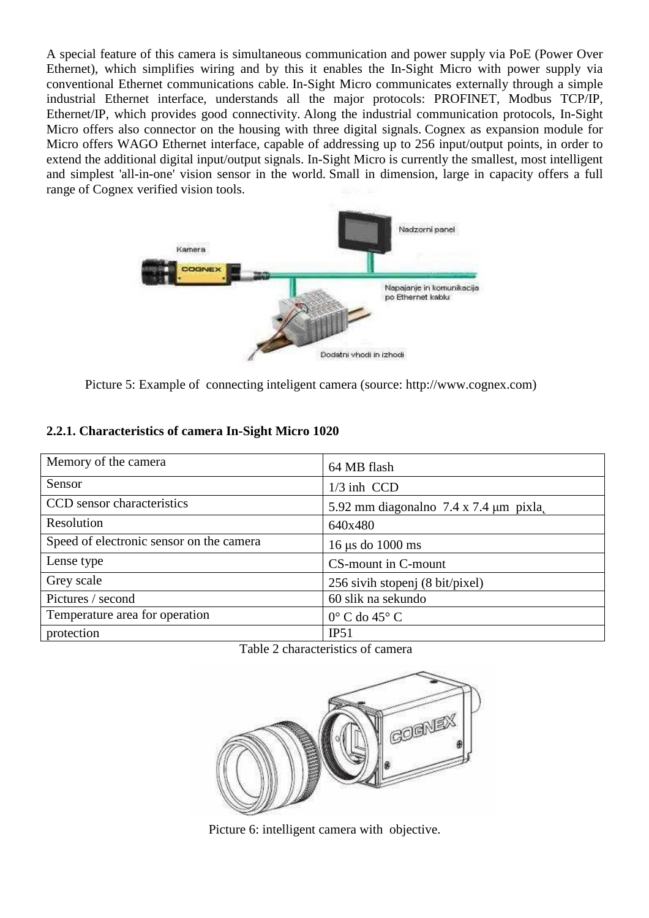A special feature of this camera is simultaneous communication and power supply via PoE (Power Over Ethernet), which simplifies wiring and by this it enables the In-Sight Micro with power supply via conventional Ethernet communications cable. In-Sight Micro communicates externally through a simple industrial Ethernet interface, understands all the major protocols: PROFINET, Modbus TCP/IP, Ethernet/IP, which provides good connectivity. Along the industrial communication protocols, In-Sight Micro offers also connector on the housing with three digital signals. Cognex as expansion module for Micro offers WAGO Ethernet interface, capable of addressing up to 256 input/output points, in order to extend the additional digital input/output signals. In-Sight Micro is currently the smallest, most intelligent and simplest 'all-in-one' vision sensor in the world. Small in dimension, large in capacity offers a full range of Cognex verified vision tools.

Picture 5: Example of connecting inteligent camera (source: http://www.cognex.com)

### 2.2.1. Characteristics of camera In-Sight Micro 1020

| Memory of the camera | 64 MB flash |
|---|---|
| Sensor | 1/3 inh CCD |
| CCD sensor characteristics | 5.92 mm diagonalno 7.4 x 7.4 μm pixla |
| Resolution | 640x480 |
| Speed of electronic sensor on the camera | 16 μs do 1000 ms |
| Lense type | CS-mount in C-mount |
| Grey scale | 256 sivih stopenj (8 bit/pixel) |
| Pictures / second | 60 slik na sekundo |
| Temperature area for operation | 0° C do 45° C |
| protection | IP51 |

Table 2 characteristics of camera

Picture 6: intelligent camera with objective.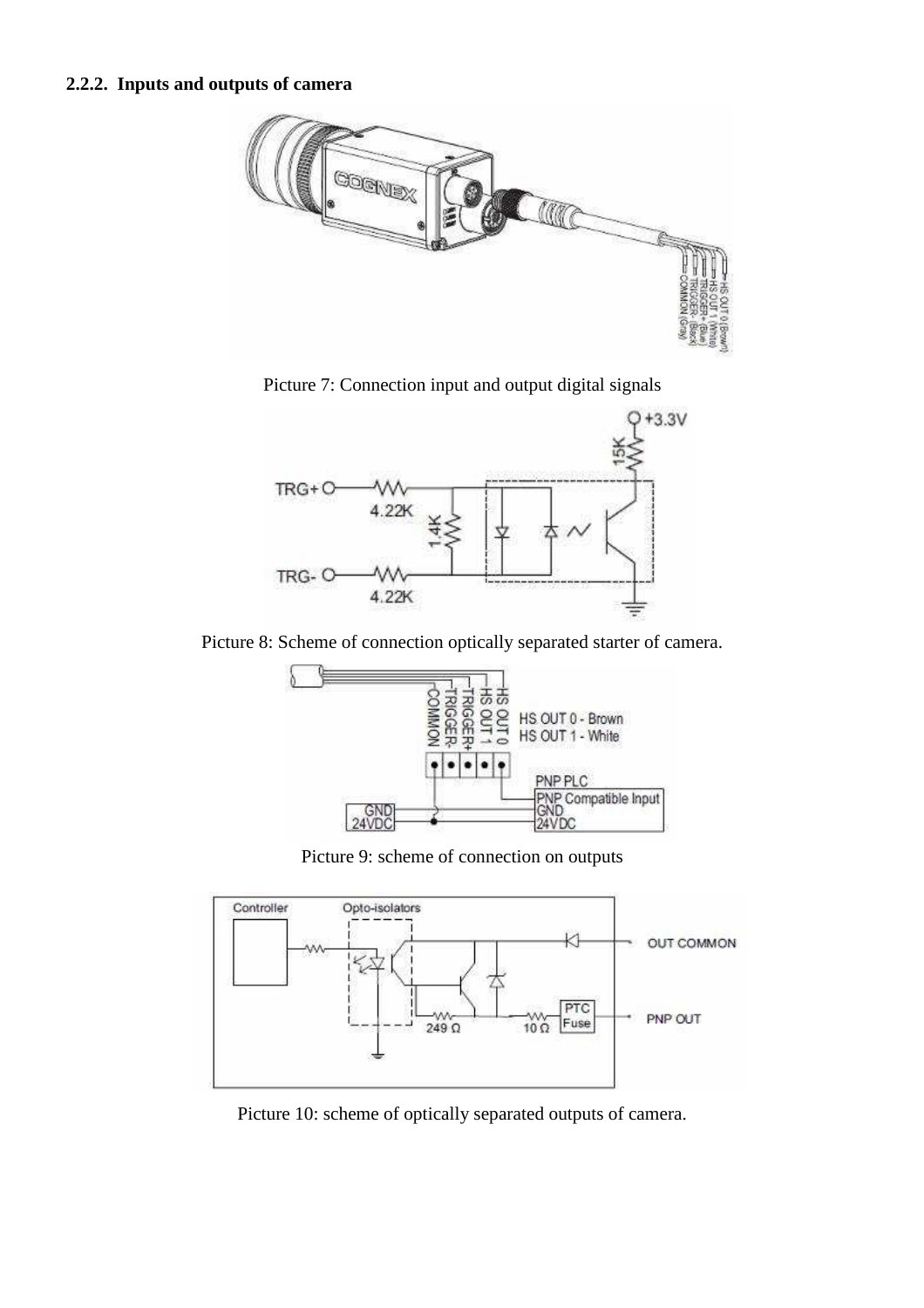### 2.2.2. Inputs and outputs of camera

Picture 7: Connection input and output digital signals

Picture 8: Scheme of connection optically separated starter of camera.

Picture 9: scheme of connection on outputs

Picture 10: scheme of optically separated outputs of camera.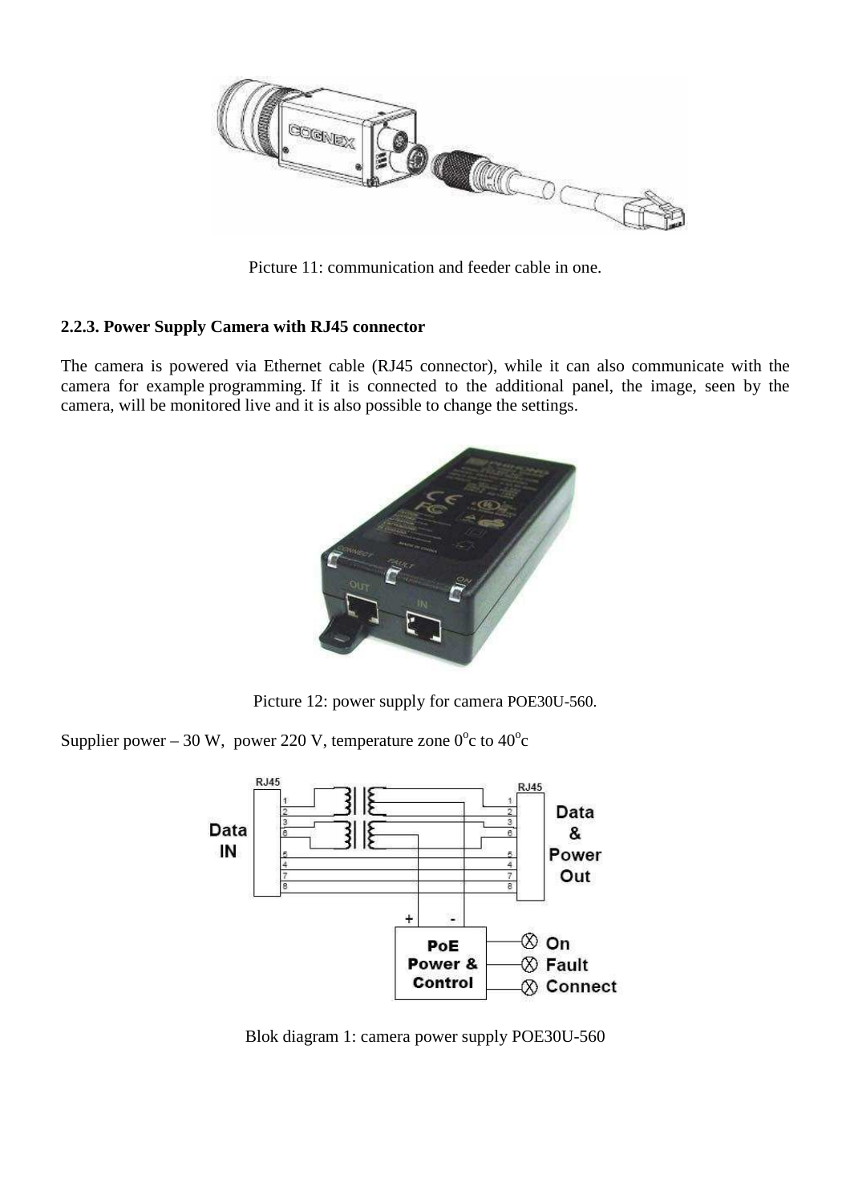Picture 11: communication and feeder cable in one.

### 2.2.3. Power Supply Camera with RJ45 connector

The camera is powered via Ethernet cable (RJ45 connector), while it can also communicate with the camera for example programming. If it is connected to the additional panel, the image, seen by the camera, will be monitored live and it is also possible to change the settings.

Picture 12: power supply for camera POE30U-560.

Supplier power – 30 W, power 220 V, temperature zone $0^{o}$c to $40^{o}$c

Blok diagram 1: camera power supply POE30U-560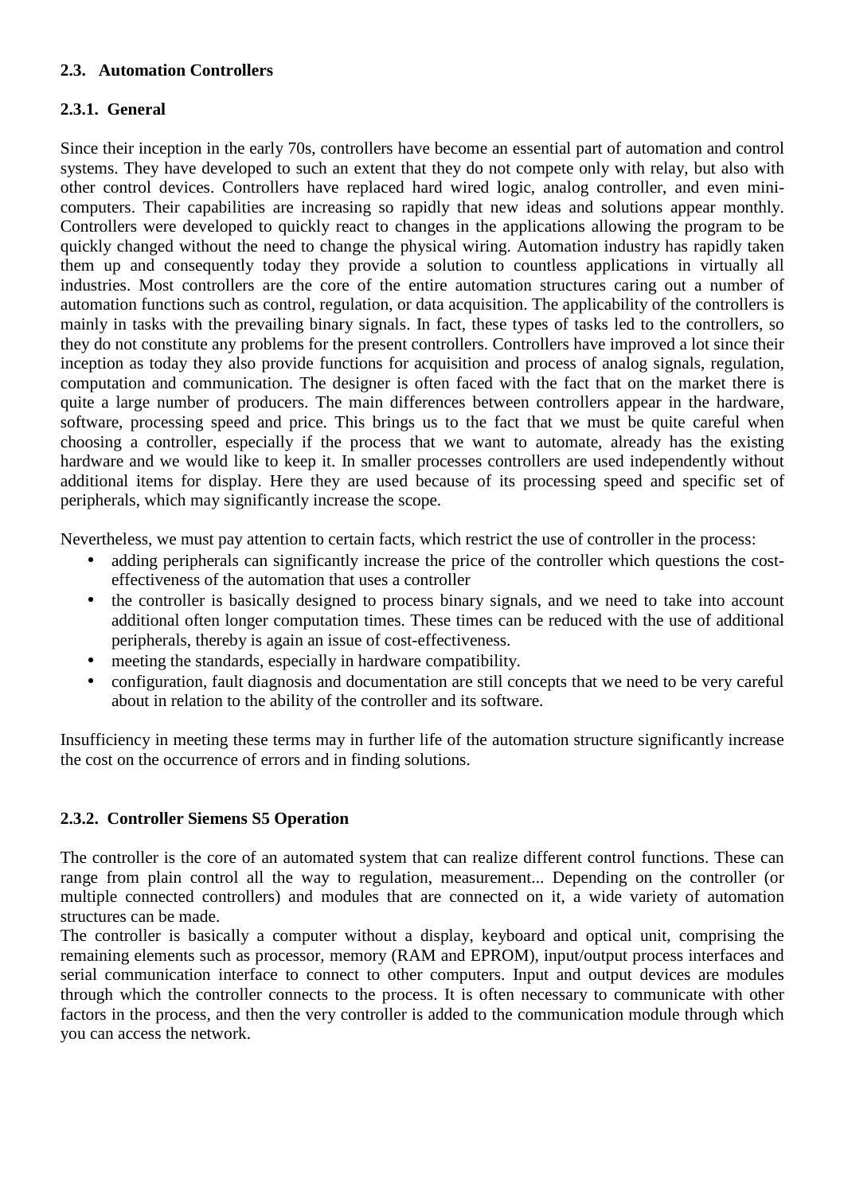### 2.3. Automation Controllers

#### 2.3.1. General

Since their inception in the early 70s, controllers have become an essential part of automation and control systems. They have developed to such an extent that they do not compete only with relay, but also with other control devices. Controllers have replaced hard wired logic, analog controller, and even mini-computers. Their capabilities are increasing so rapidly that new ideas and solutions appear monthly. Controllers were developed to quickly react to changes in the applications allowing the program to be quickly changed without the need to change the physical wiring. Automation industry has rapidly taken them up and consequently today they provide a solution to countless applications in virtually all industries. Most controllers are the core of the entire automation structures caring out a number of automation functions such as control, regulation, or data acquisition. The applicability of the controllers is mainly in tasks with the prevailing binary signals. In fact, these types of tasks led to the controllers, so they do not constitute any problems for the present controllers. Controllers have improved a lot since their inception as today they also provide functions for acquisition and process of analog signals, regulation, computation and communication. The designer is often faced with the fact that on the market there is quite a large number of producers. The main differences between controllers appear in the hardware, software, processing speed and price. This brings us to the fact that we must be quite careful when choosing a controller, especially if the process that we want to automate, already has the existing hardware and we would like to keep it. In smaller processes controllers are used independently without additional items for display. Here they are used because of its processing speed and specific set of peripherals, which may significantly increase the scope.

Nevertheless, we must pay attention to certain facts, which restrict the use of controller in the process:

- adding peripherals can significantly increase the price of the controller which questions the cost-effectiveness of the automation that uses a controller
- the controller is basically designed to process binary signals, and we need to take into account additional often longer computation times. These times can be reduced with the use of additional peripherals, thereby is again an issue of cost-effectiveness.
- meeting the standards, especially in hardware compatibility.
- configuration, fault diagnosis and documentation are still concepts that we need to be very careful about in relation to the ability of the controller and its software.

Insufficiency in meeting these terms may in further life of the automation structure significantly increase the cost on the occurrence of errors and in finding solutions.

#### 2.3.2. Controller Siemens S5 Operation

The controller is the core of an automated system that can realize different control functions. These can range from plain control all the way to regulation, measurement... Depending on the controller (or multiple connected controllers) and modules that are connected on it, a wide variety of automation structures can be made.

The controller is basically a computer without a display, keyboard and optical unit, comprising the remaining elements such as processor, memory (RAM and EPROM), input/output process interfaces and serial communication interface to connect to other computers. Input and output devices are modules through which the controller connects to the process. It is often necessary to communicate with other factors in the process, and then the very controller is added to the communication module through which you can access the network.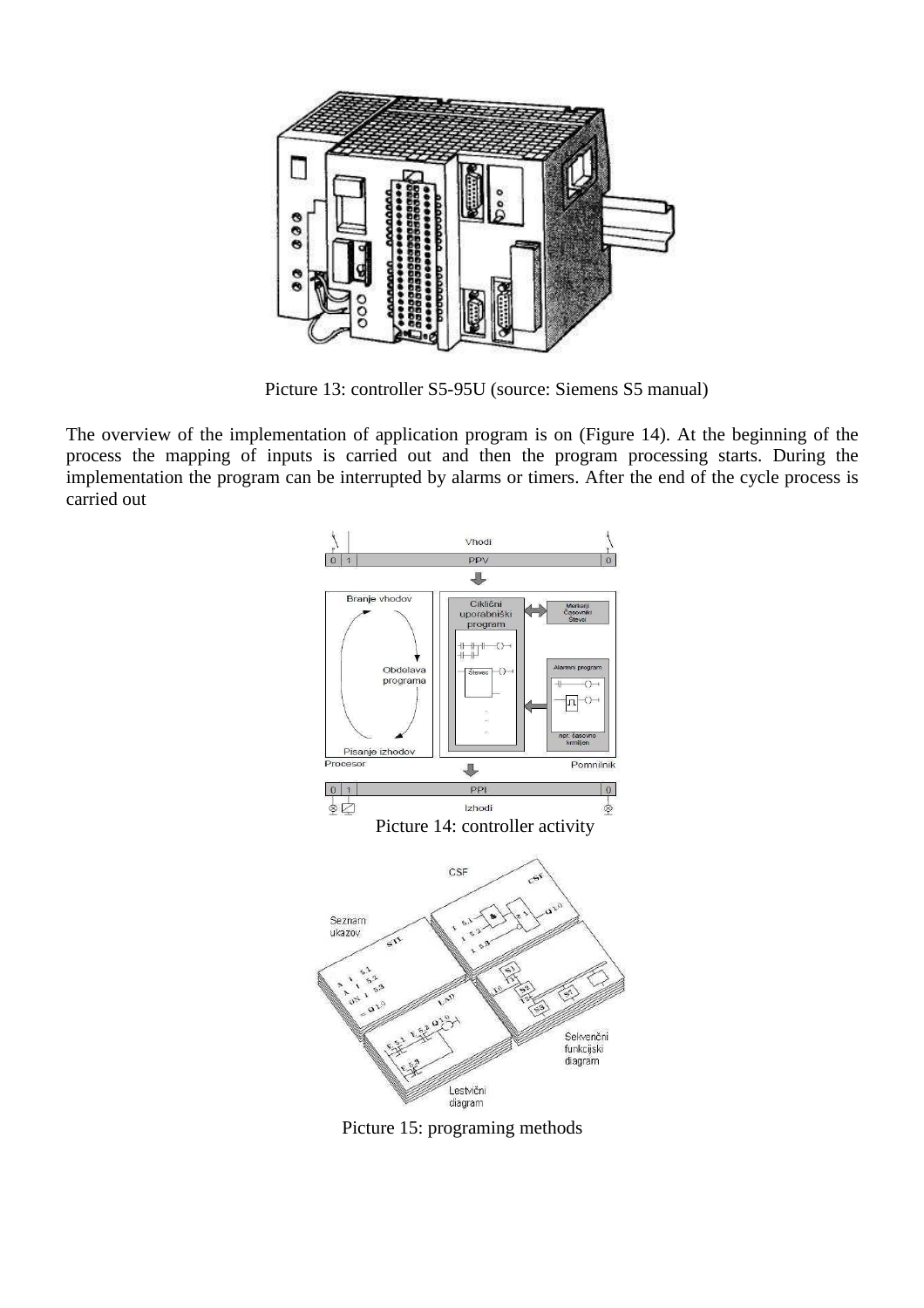Picture 13: controller S5-95U (source: Siemens S5 manual)

The overview of the implementation of application program is on (Figure 14). At the beginning of the process the mapping of inputs is carried out and then the program processing starts. During the implementation the program can be interrupted by alarms or timers. After the end of the cycle process is carried out

Picture 14: controller activity

Picture 15: programing methods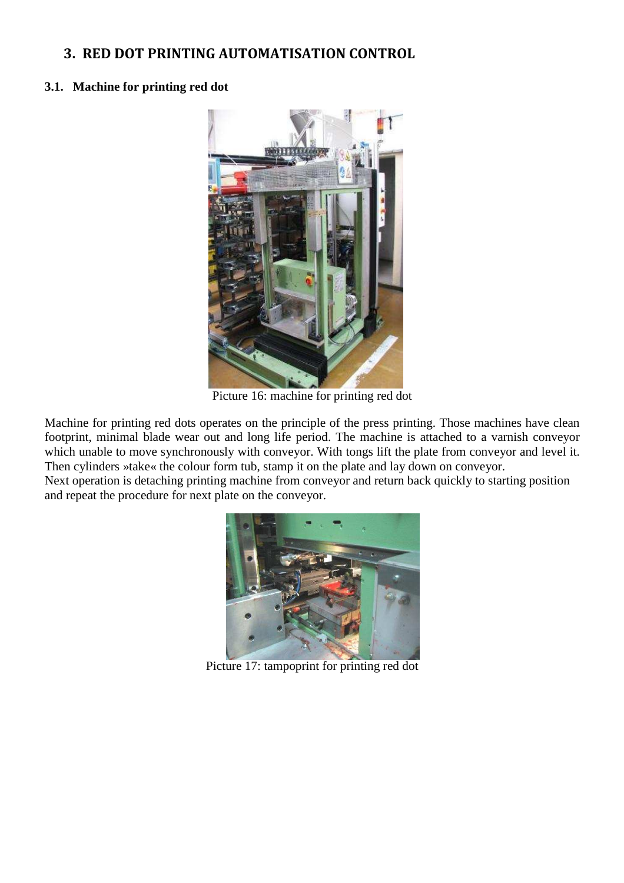## 3. RED DOT PRINTING AUTOMATISATION CONTROL

### 3.1. Machine for printing red dot

Picture 16: machine for printing red dot

Machine for printing red dots operates on the principle of the press printing. Those machines have clean footprint, minimal blade wear out and long life period. The machine is attached to a varnish conveyor which unable to move synchronously with conveyor. With tongs lift the plate from conveyor and level it. Then cylinders »take« the colour form tub, stamp it on the plate and lay down on conveyor.
Next operation is detaching printing machine from conveyor and return back quickly to starting position and repeat the procedure for next plate on the conveyor.

Picture 17: tampoprint for printing red dot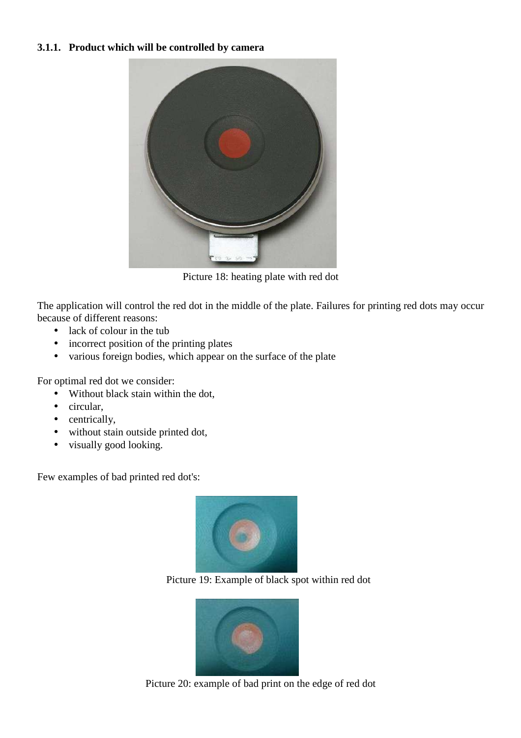### 3.1.1. Product which will be controlled by camera

Picture 18: heating plate with red dot

The application will control the red dot in the middle of the plate. Failures for printing red dots may occur because of different reasons:

- lack of colour in the tub
- incorrect position of the printing plates
- various foreign bodies, which appear on the surface of the plate

For optimal red dot we consider:

- Without black stain within the dot,
- circular,
- centrically,
- without stain outside printed dot,
- visually good looking.

Few examples of bad printed red dot's:

Picture 19: Example of black spot within red dot

Picture 20: example of bad print on the edge of red dot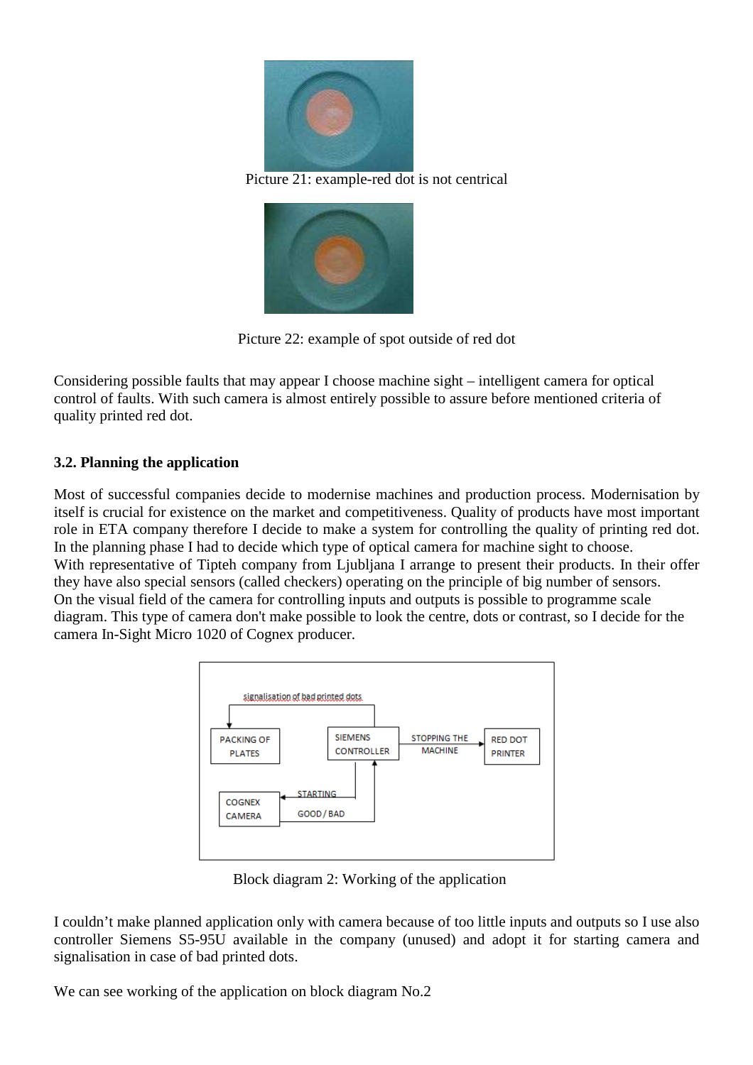Picture 21: example-red dot is not centrical

Picture 22: example of spot outside of red dot

Considering possible faults that may appear I choose machine sight – intelligent camera for optical control of faults. With such camera is almost entirely possible to assure before mentioned criteria of quality printed red dot.

### 3.2. Planning the application

Most of successful companies decide to modernise machines and production process. Modernisation by itself is crucial for existence on the market and competitiveness. Quality of products have most important role in ETA company therefore I decide to make a system for controlling the quality of printing red dot. In the planning phase I had to decide which type of optical camera for machine sight to choose.
With representative of Tipteh company from Ljubljana I arrange to present their products. In their offer they have also special sensors (called checkers) operating on the principle of big number of sensors.
On the visual field of the camera for controlling inputs and outputs is possible to programme scale diagram. This type of camera don't make possible to look the centre, dots or contrast, so I decide for the camera In-Sight Micro 1020 of Cognex producer.

Block diagram 2: Working of the application

I couldn't make planned application only with camera because of too little inputs and outputs so I use also controller Siemens S5-95U available in the company (unused) and adopt it for starting camera and signalisation in case of bad printed dots.

We can see working of the application on block diagram No.2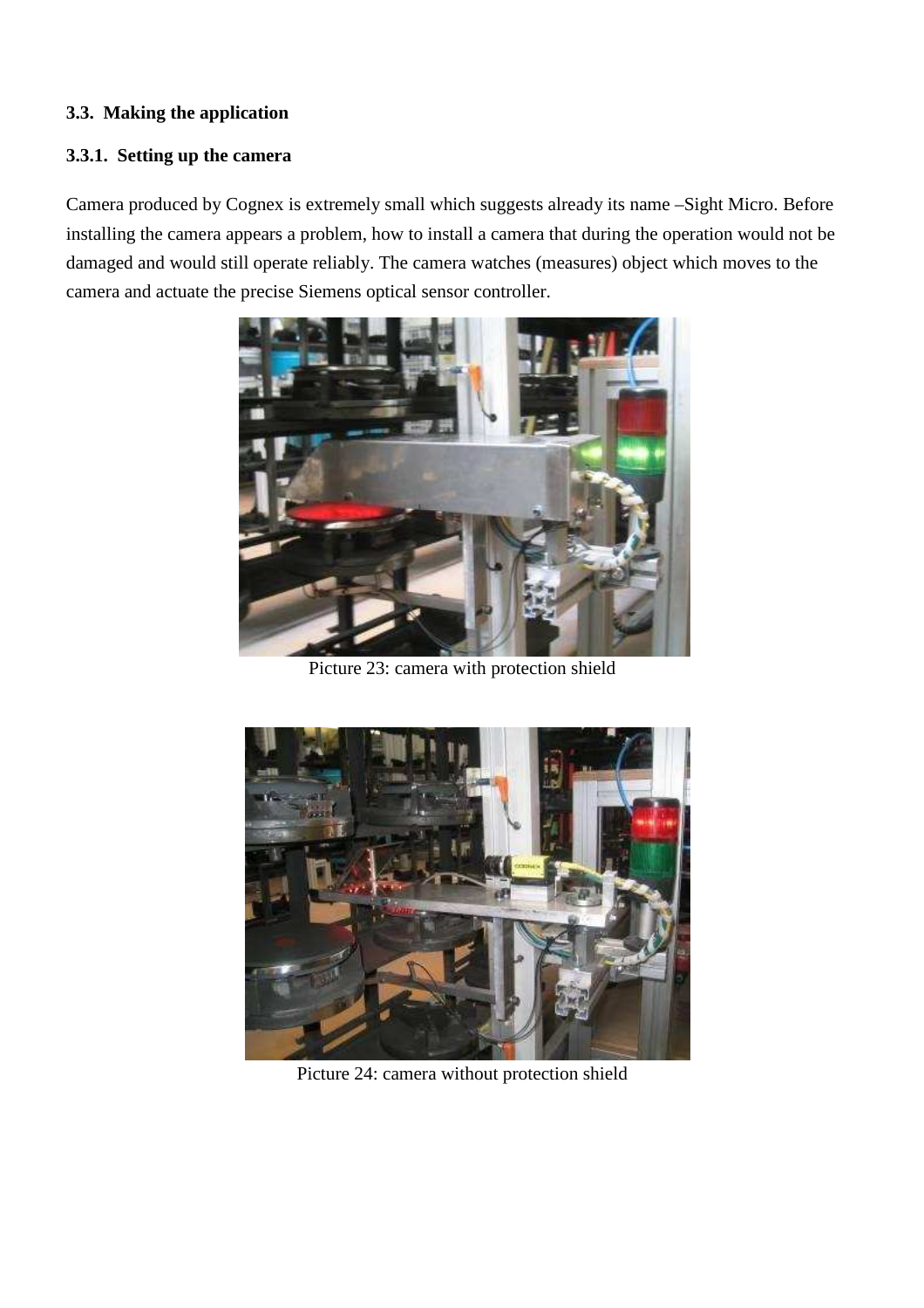### 3.3. Making the application

#### 3.3.1. Setting up the camera

Camera produced by Cognex is extremely small which suggests already its name –Sight Micro. Before installing the camera appears a problem, how to install a camera that during the operation would not be damaged and would still operate reliably. The camera watches (measures) object which moves to the camera and actuate the precise Siemens optical sensor controller.

Picture 23: camera with protection shield

Picture 24: camera without protection shield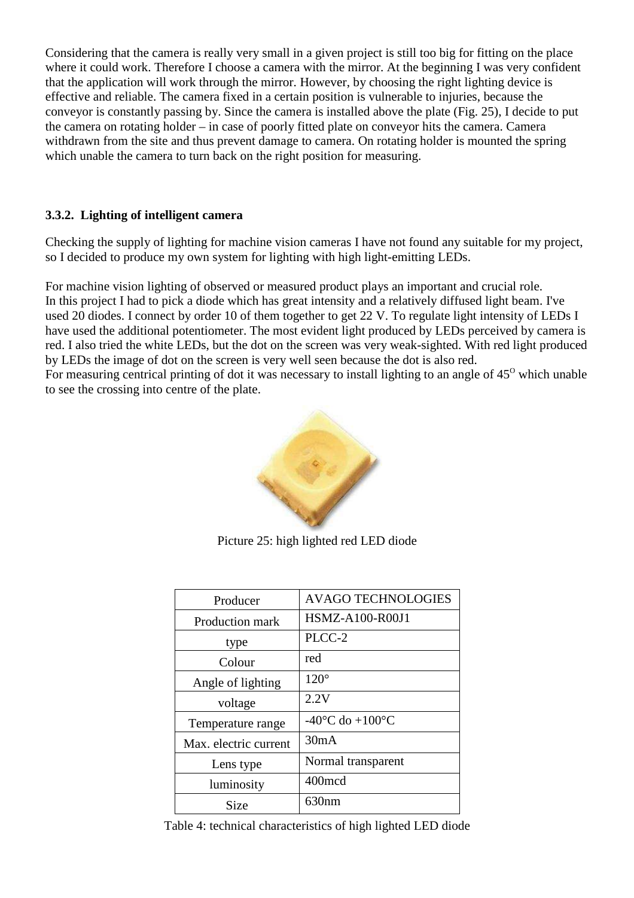Considering that the camera is really very small in a given project is still too big for fitting on the place where it could work. Therefore I choose a camera with the mirror. At the beginning I was very confident that the application will work through the mirror. However, by choosing the right lighting device is effective and reliable. The camera fixed in a certain position is vulnerable to injuries, because the conveyor is constantly passing by. Since the camera is installed above the plate (Fig. 25), I decide to put the camera on rotating holder – in case of poorly fitted plate on conveyor hits the camera. Camera withdrawn from the site and thus prevent damage to camera. On rotating holder is mounted the spring which unable the camera to turn back on the right position for measuring.

### 3.3.2. Lighting of intelligent camera

Checking the supply of lighting for machine vision cameras I have not found any suitable for my project, so I decided to produce my own system for lighting with high light-emitting LEDs.

For machine vision lighting of observed or measured product plays an important and crucial role. In this project I had to pick a diode which has great intensity and a relatively diffused light beam. I've used 20 diodes. I connect by order 10 of them together to get 22 V. To regulate light intensity of LEDs I have used the additional potentiometer. The most evident light produced by LEDs perceived by camera is red. I also tried the white LEDs, but the dot on the screen was very weak-sighted. With red light produced by LEDs the image of dot on the screen is very well seen because the dot is also red.
For measuring centrical printing of dot it was necessary to install lighting to an angle of 45$^{O}$ which unable to see the crossing into centre of the plate.

Picture 25: high lighted red LED diode

| Producer | AVAGO TECHNOLOGIES |
| --- | --- |
| Production mark | HSMZ-A100-R00J1 |
| type | PLCC-2 |
| Colour | red |
| Angle of lighting | 120° |
| voltage | 2.2V |
| Temperature range | -40°C do +100°C |
| Max. electric current | 30mA |
| Lens type | Normal transparent |
| luminosity | 400mcd |
| Size | 630nm |

Table 4: technical characteristics of high lighted LED diode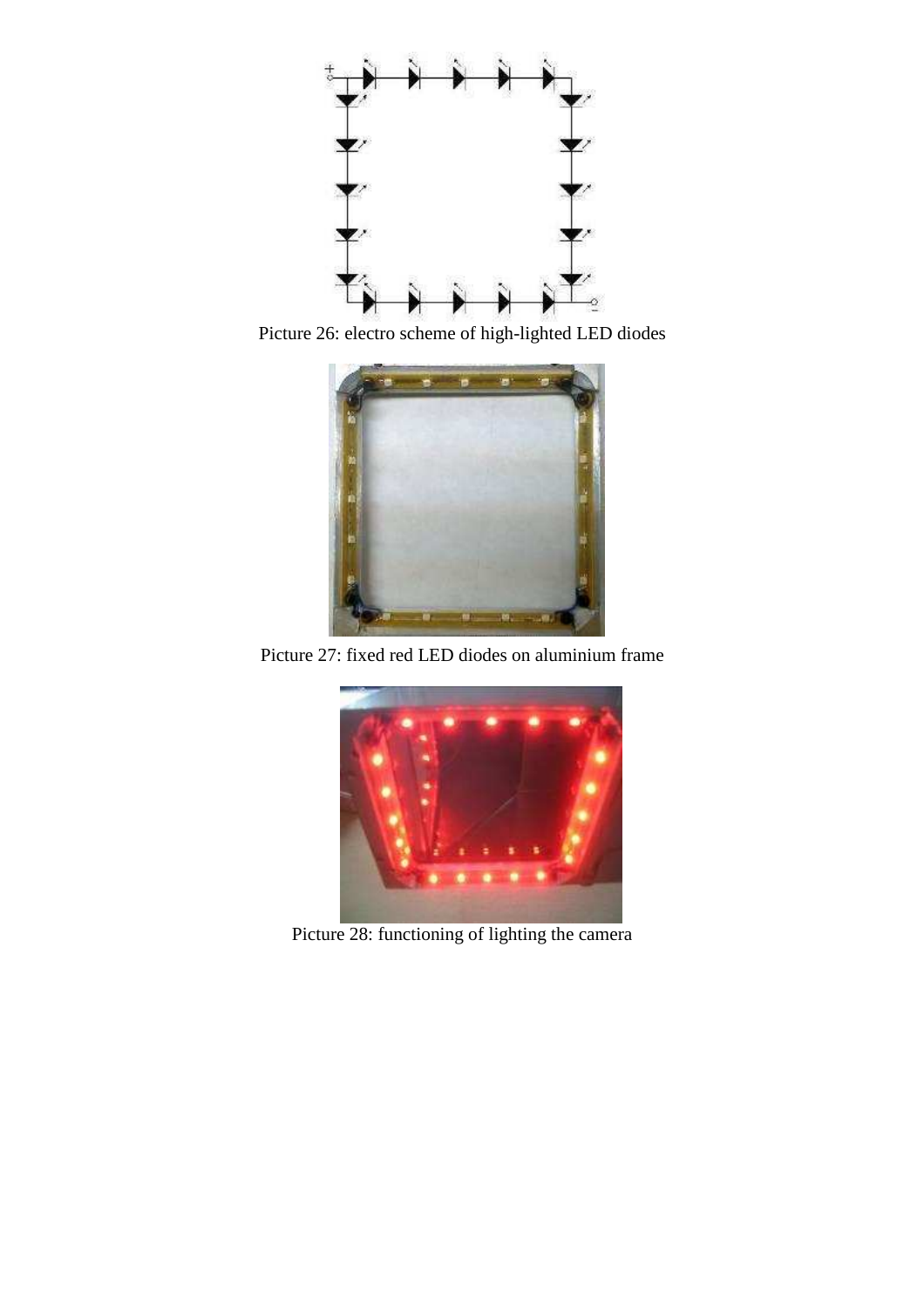Picture 26: electro scheme of high-lighted LED diodes

Picture 27: fixed red LED diodes on aluminium frame

Picture 28: functioning of lighting the camera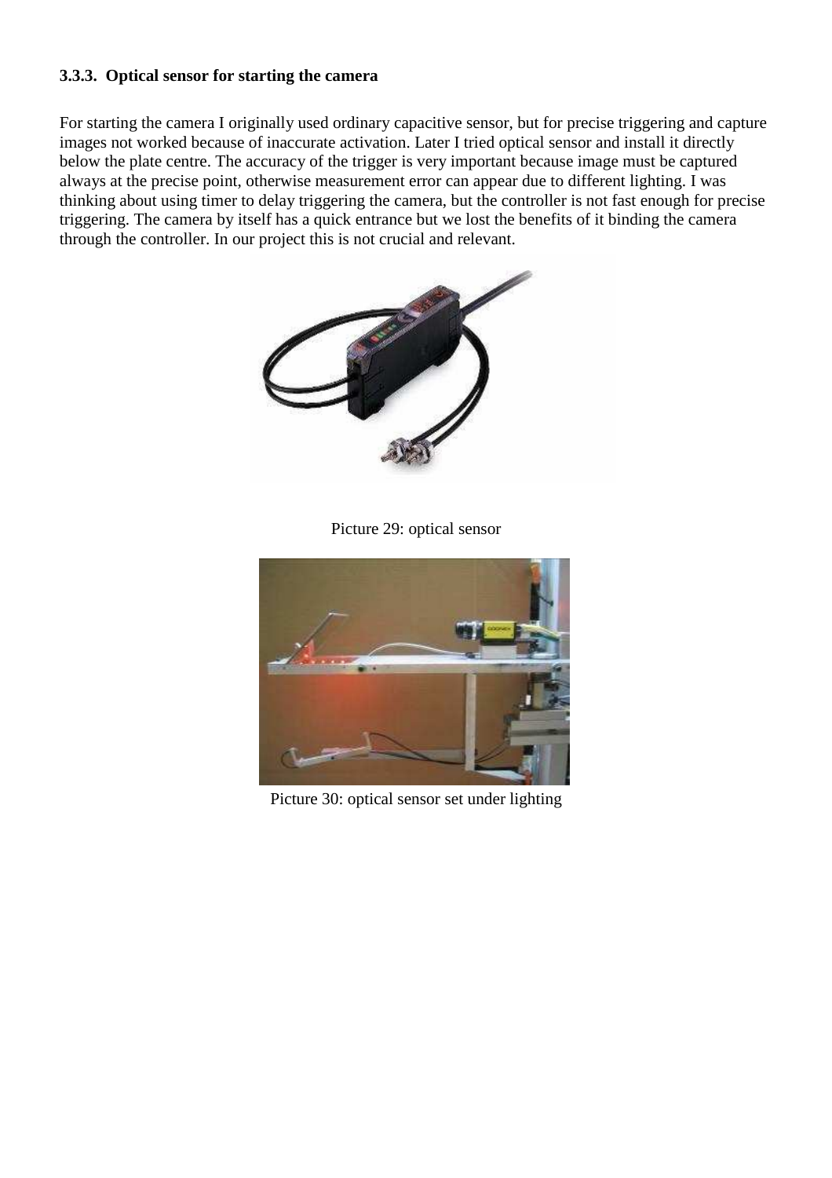### 3.3.3. Optical sensor for starting the camera

For starting the camera I originally used ordinary capacitive sensor, but for precise triggering and capture images not worked because of inaccurate activation. Later I tried optical sensor and install it directly below the plate centre. The accuracy of the trigger is very important because image must be captured always at the precise point, otherwise measurement error can appear due to different lighting. I was thinking about using timer to delay triggering the camera, but the controller is not fast enough for precise triggering. The camera by itself has a quick entrance but we lost the benefits of it binding the camera through the controller. In our project this is not crucial and relevant.

Picture 29: optical sensor

Picture 30: optical sensor set under lighting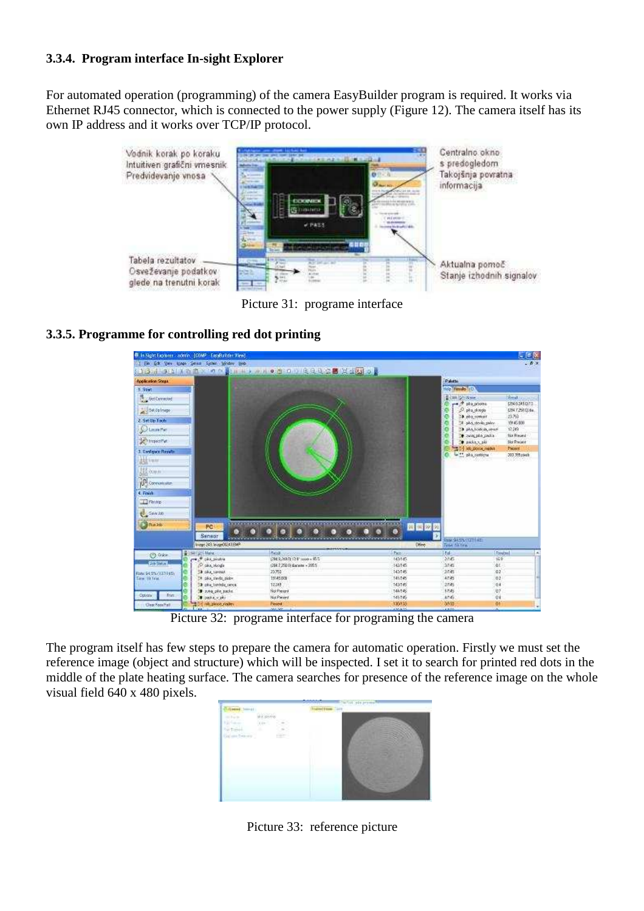### 3.3.4. Program interface In-sight Explorer

For automated operation (programming) of the camera EasyBuilder program is required. It works via Ethernet RJ45 connector, which is connected to the power supply (Figure 12). The camera itself has its own IP address and it works over TCP/IP protocol.

Picture 31: programe interface

### 3.3.5. Programme for controlling red dot printing

Picture 32: programe interface for programing the camera

The program itself has few steps to prepare the camera for automatic operation. Firstly we must set the reference image (object and structure) which will be inspected. I set it to search for printed red dots in the middle of the plate heating surface. The camera searches for presence of the reference image on the whole visual field 640 x 480 pixels.

Picture 33: reference picture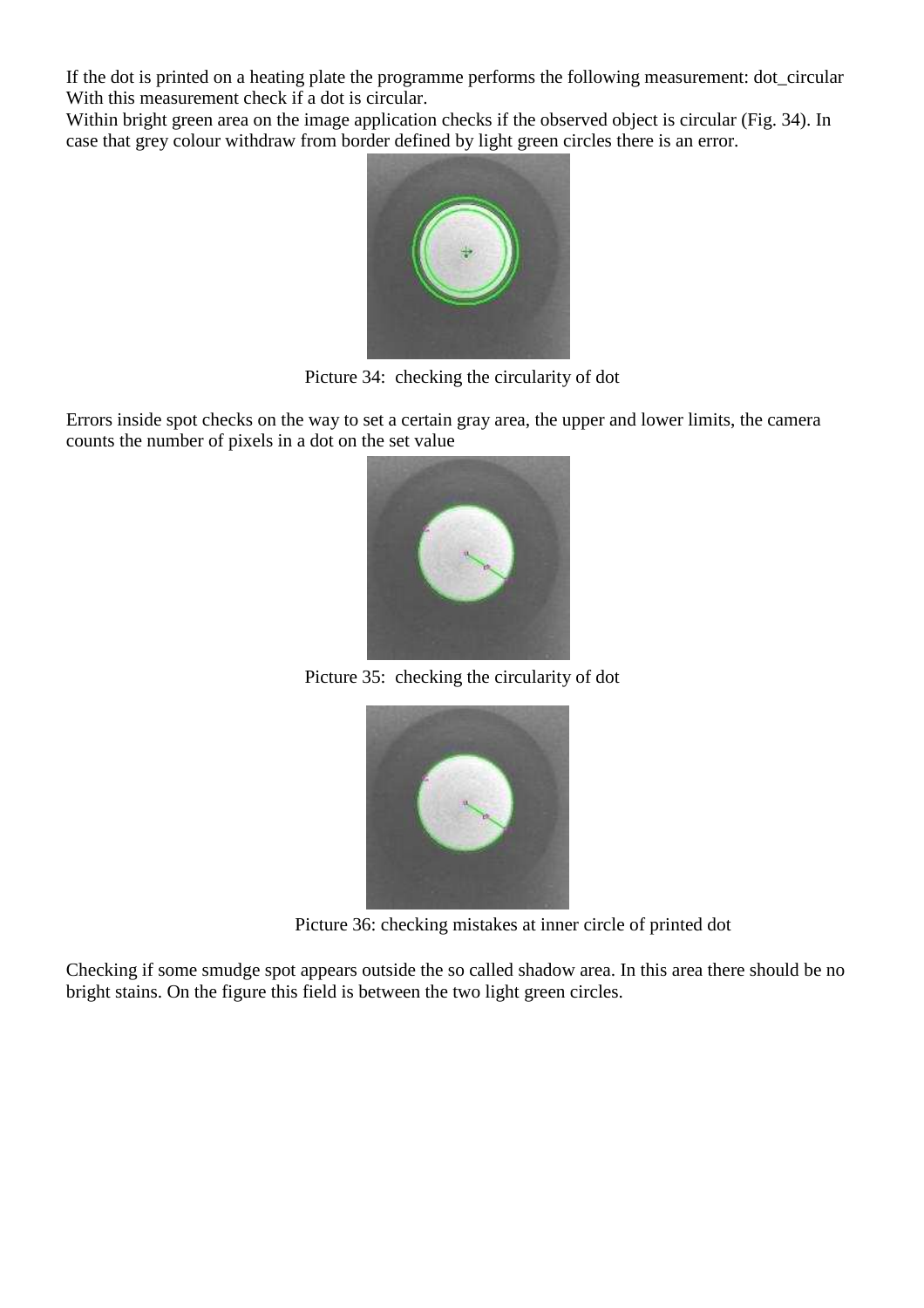If the dot is printed on a heating plate the programme performs the following measurement: dot_circular
With this measurement check if a dot is circular.
Within bright green area on the image application checks if the observed object is circular (Fig. 34). In case that grey colour withdraw from border defined by light green circles there is an error.

Picture 34: checking the circularity of dot

Errors inside spot checks on the way to set a certain gray area, the upper and lower limits, the camera counts the number of pixels in a dot on the set value

Picture 35: checking the circularity of dot

Picture 36: checking mistakes at inner circle of printed dot

Checking if some smudge spot appears outside the so called shadow area. In this area there should be no bright stains. On the figure this field is between the two light green circles.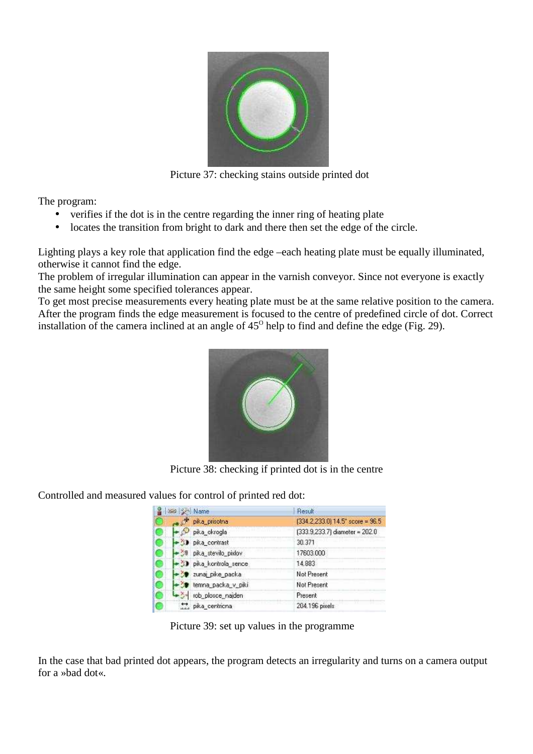Picture 37: checking stains outside printed dot

The program:

- verifies if the dot is in the centre regarding the inner ring of heating plate
- locates the transition from bright to dark and there then set the edge of the circle.

Lighting plays a key role that application find the edge –each heating plate must be equally illuminated, otherwise it cannot find the edge.
The problem of irregular illumination can appear in the varnish conveyor. Since not everyone is exactly the same height some specified tolerances appear.
To get most precise measurements every heating plate must be at the same relative position to the camera. After the program finds the edge measurement is focused to the centre of predefined circle of dot. Correct installation of the camera inclined at an angle of $45^{O}$ help to find and define the edge (Fig. 29).

Picture 38: checking if printed dot is in the centre

Controlled and measured values for control of printed red dot:

| Name | Result |
|---|---|
| pika_prisotna | (334.2,233.0) 14.5° score = 96.5 |
| pika_okrogla | (333.9,233.7) diameter = 202.0 |
| pika_contrast | 30.371 |
| pika_stevilo_pixlov | 17603.000 |
| pika_kontrola_sence | 14.883 |
| zunaj_pike_packa | Not Present |
| temna_packa_v_piki | Not Present |
| rob_plosce_najden | Present |
| pika_centricna | 204.196 pixels |

Picture 39: set up values in the programme

In the case that bad printed dot appears, the program detects an irregularity and turns on a camera output for a »bad dot«.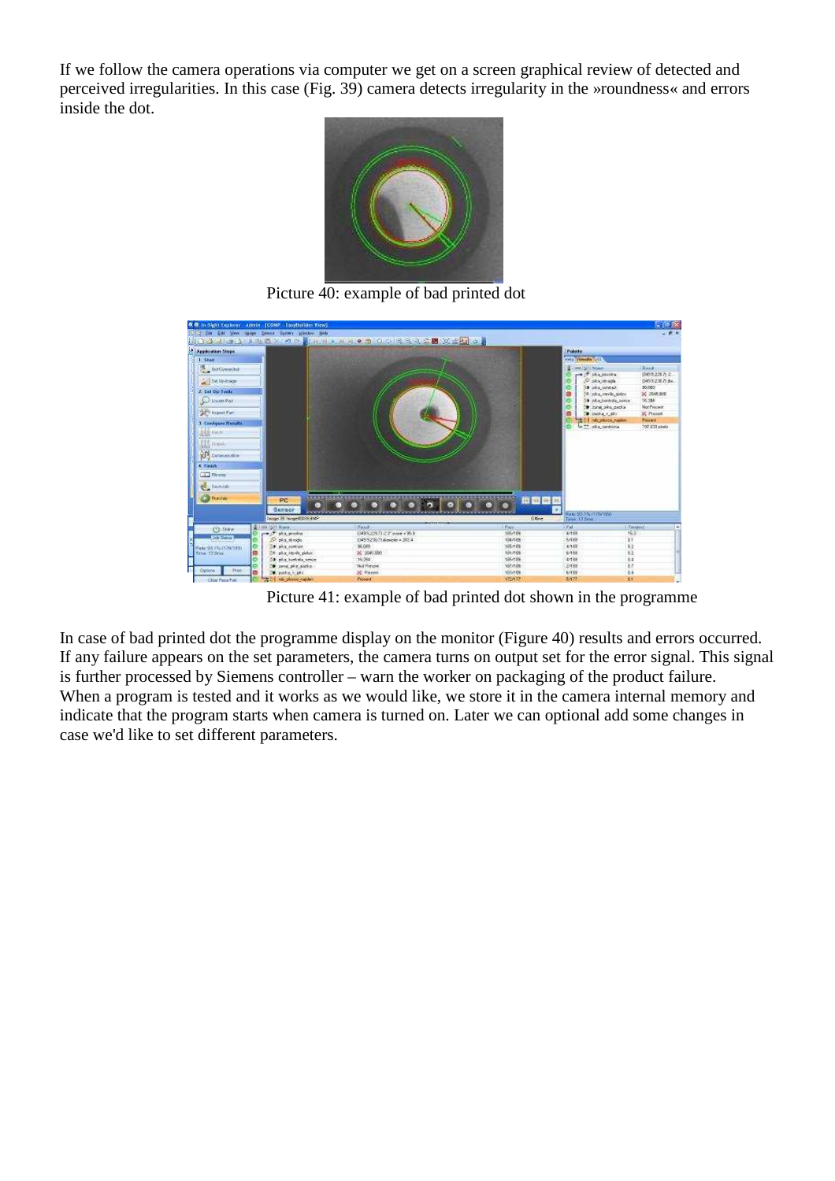If we follow the camera operations via computer we get on a screen graphical review of detected and perceived irregularities. In this case (Fig. 39) camera detects irregularity in the »roundness« and errors inside the dot.

Picture 40: example of bad printed dot

Picture 41: example of bad printed dot shown in the programme

In case of bad printed dot the programme display on the monitor (Figure 40) results and errors occurred. If any failure appears on the set parameters, the camera turns on output set for the error signal. This signal is further processed by Siemens controller – warn the worker on packaging of the product failure. When a program is tested and it works as we would like, we store it in the camera internal memory and indicate that the program starts when camera is turned on. Later we can optional add some changes in case we'd like to set different parameters.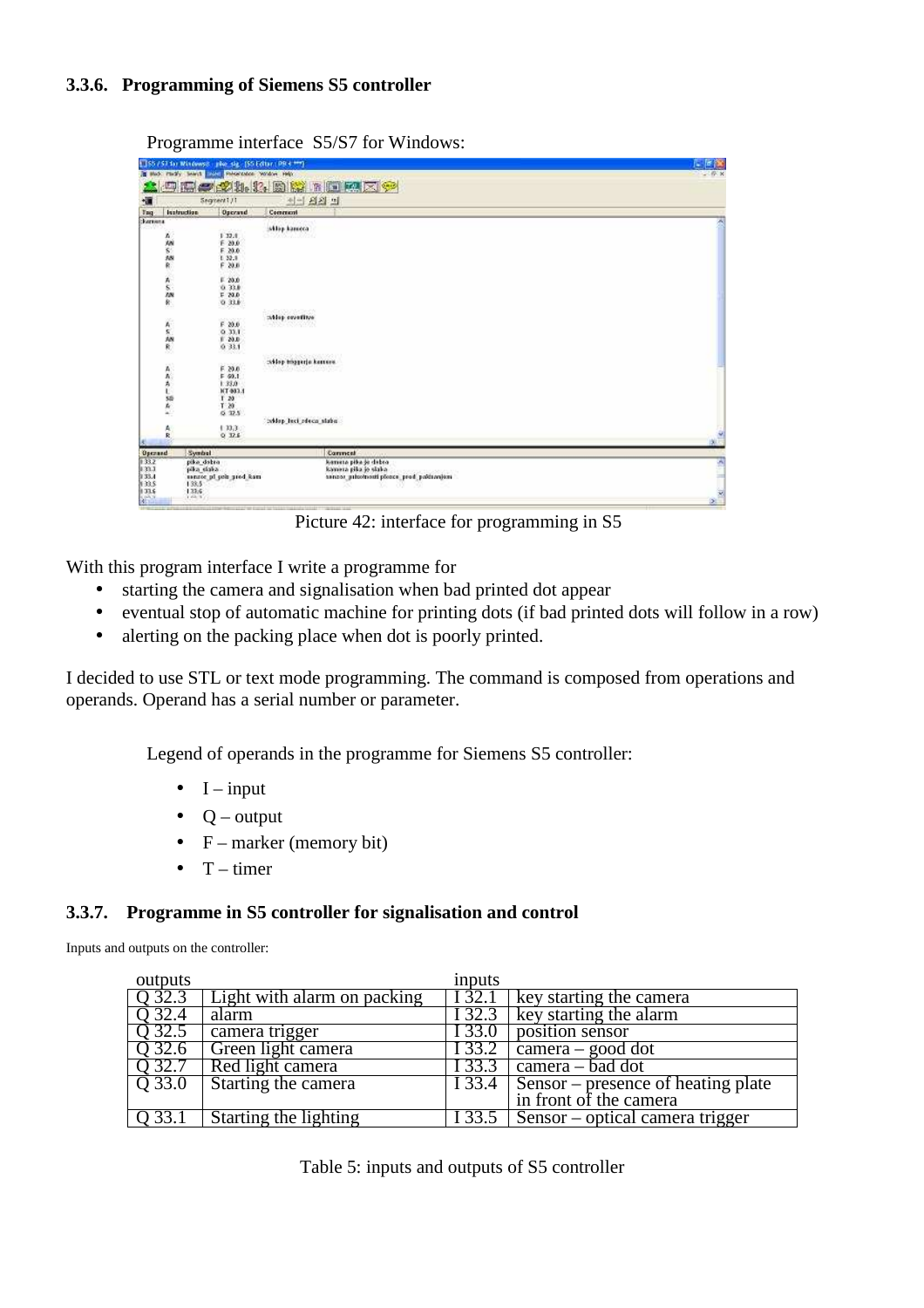### 3.3.6. Programming of Siemens S5 controller

Programme interface S5/S7 for Windows:

Picture 42: interface for programming in S5

With this program interface I write a programme for

- starting the camera and signalisation when bad printed dot appear
- eventual stop of automatic machine for printing dots (if bad printed dots will follow in a row)
- alerting on the packing place when dot is poorly printed.

I decided to use STL or text mode programming. The command is composed from operations and operands. Operand has a serial number or parameter.

Legend of operands in the programme for Siemens S5 controller:

- I – input
- Q – output
- F – marker (memory bit)
- T – timer

### 3.3.7. Programme in S5 controller for signalisation and control

Inputs and outputs on the controller:

| outputs | | inputs | |
|---|---|---|---|
| Q 32.3 | Light with alarm on packing | I 32.1 | key starting the camera |
| Q 32.4 | alarm | I 32.3 | key starting the alarm |
| Q 32.5 | camera trigger | I 33.0 | position sensor |
| Q 32.6 | Green light camera | I 33.2 | camera – good dot |
| Q 32.7 | Red light camera | I 33.3 | camera – bad dot |
| Q 33.0 | Starting the camera | I 33.4 | Sensor – presence of heating plate in front of the camera |
| Q 33.1 | Starting the lighting | I 33.5 | Sensor – optical camera trigger |

Table 5: inputs and outputs of S5 controller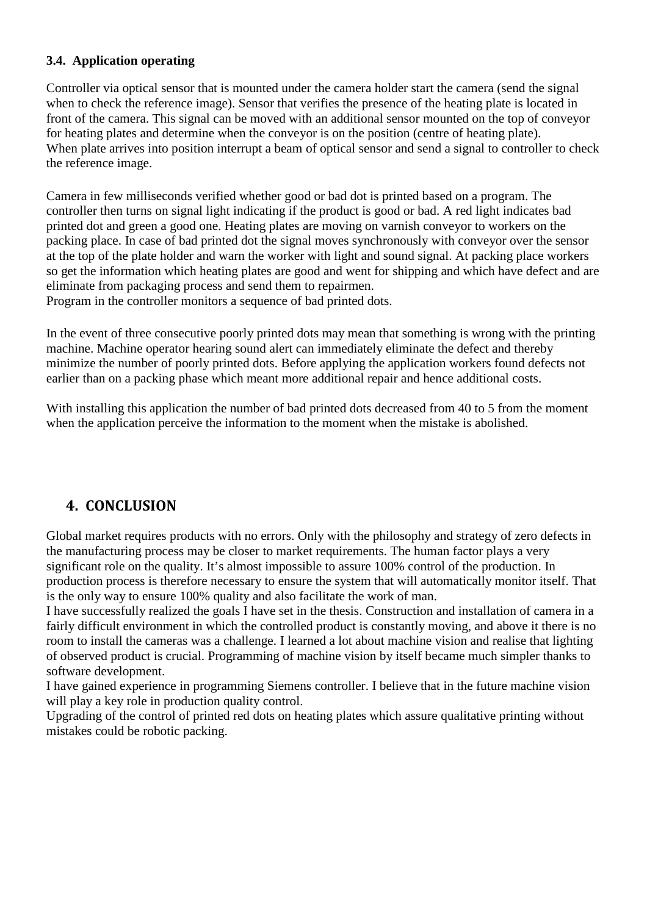### 3.4. Application operating

Controller via optical sensor that is mounted under the camera holder start the camera (send the signal when to check the reference image). Sensor that verifies the presence of the heating plate is located in front of the camera. This signal can be moved with an additional sensor mounted on the top of conveyor for heating plates and determine when the conveyor is on the position (centre of heating plate).
When plate arrives into position interrupt a beam of optical sensor and send a signal to controller to check the reference image.

Camera in few milliseconds verified whether good or bad dot is printed based on a program. The controller then turns on signal light indicating if the product is good or bad. A red light indicates bad printed dot and green a good one. Heating plates are moving on varnish conveyor to workers on the packing place. In case of bad printed dot the signal moves synchronously with conveyor over the sensor at the top of the plate holder and warn the worker with light and sound signal. At packing place workers so get the information which heating plates are good and went for shipping and which have defect and are eliminate from packaging process and send them to repairmen.
Program in the controller monitors a sequence of bad printed dots.

In the event of three consecutive poorly printed dots may mean that something is wrong with the printing machine. Machine operator hearing sound alert can immediately eliminate the defect and thereby minimize the number of poorly printed dots. Before applying the application workers found defects not earlier than on a packing phase which meant more additional repair and hence additional costs.

With installing this application the number of bad printed dots decreased from 40 to 5 from the moment when the application perceive the information to the moment when the mistake is abolished.

## 4. CONCLUSION

Global market requires products with no errors. Only with the philosophy and strategy of zero defects in the manufacturing process may be closer to market requirements. The human factor plays a very significant role on the quality. It's almost impossible to assure 100% control of the production. In production process is therefore necessary to ensure the system that will automatically monitor itself. That is the only way to ensure 100% quality and also facilitate the work of man.
I have successfully realized the goals I have set in the thesis. Construction and installation of camera in a fairly difficult environment in which the controlled product is constantly moving, and above it there is no room to install the cameras was a challenge. I learned a lot about machine vision and realise that lighting of observed product is crucial. Programming of machine vision by itself became much simpler thanks to software development.
I have gained experience in programming Siemens controller. I believe that in the future machine vision will play a key role in production quality control.
Upgrading of the control of printed red dots on heating plates which assure qualitative printing without mistakes could be robotic packing.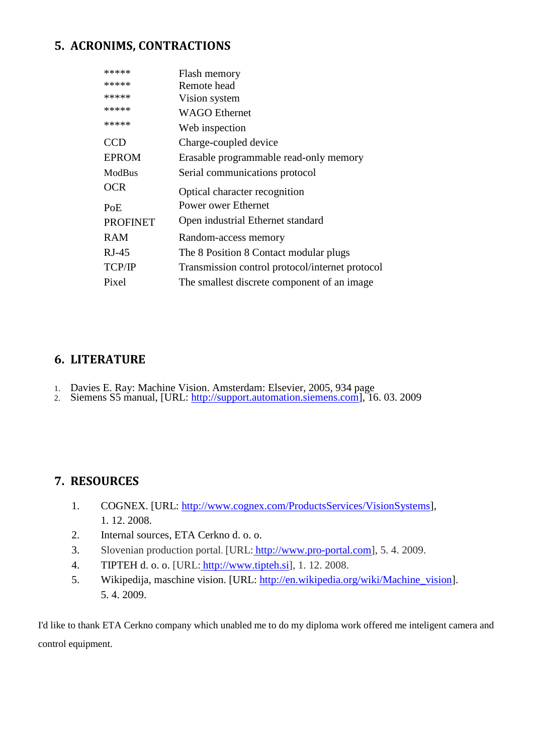## 5. ACRONIMS, CONTRACTIONS

| | |
|---|---|
| ***** | Flash memory |
| ***** | Remote head |
| ***** | Vision system |
| ***** | WAGO Ethernet |
| ***** | Web inspection |
| CCD | Charge-coupled device |
| EPROM | Erasable programmable read-only memory |
| ModBus | Serial communications protocol |
| OCR | Optical character recognition |
| PoE | Power ower Ethernet |
| PROFINET | Open industrial Ethernet standard |
| RAM | Random-access memory |
| RJ-45 | The 8 Position 8 Contact modular plugs |
| TCP/IP | Transmission control protocol/internet protocol |
| Pixel | The smallest discrete component of an image |

## 6. LITERATURE

1. Davies E. Ray: Machine Vision. Amsterdam: Elsevier, 2005, 934 page
2. Siemens S5 manual, [URL: http://support.automation.siemens.com], 16. 03. 2009

## 7. RESOURCES

1. COGNEX. [URL: http://www.cognex.com/ProductsServices/VisionSystems], 1. 12. 2008.
2. Internal sources, ETA Cerkno d. o. o.
3. Slovenian production portal. [URL: http://www.pro-portal.com], 5. 4. 2009.
4. TIPTEH d. o. o. [URL: http://www.tipteh.si], 1. 12. 2008.
5. Wikipedija, maschine vision. [URL: http://en.wikipedia.org/wiki/Machine_vision]. 5. 4. 2009.

I'd like to thank ETA Cerkno company which unabled me to do my diploma work offered me inteligent camera and control equipment.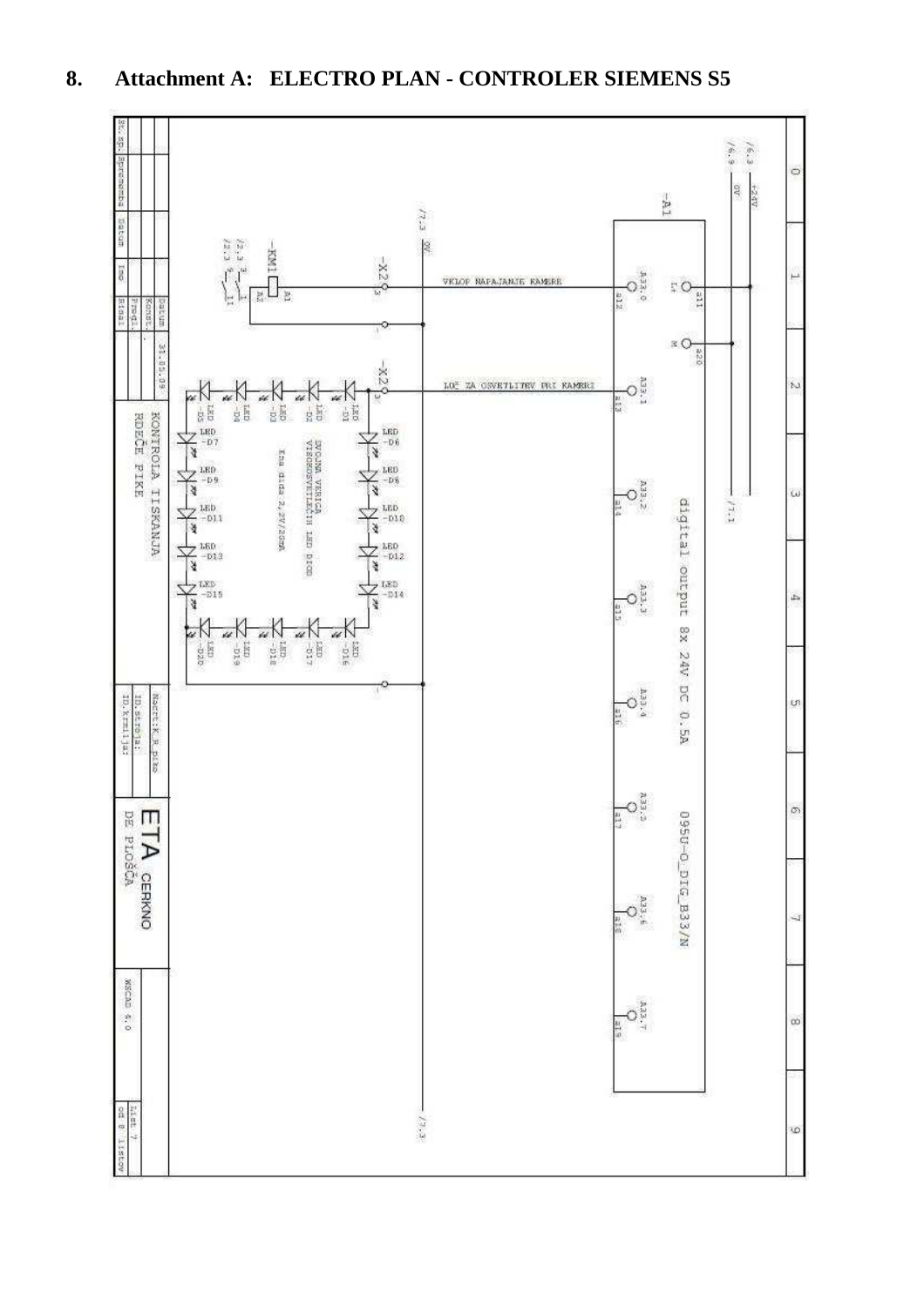## 8. Attachment A: ELECTRO PLAN - CONTROLER SIEMENS S5

0 1 2 3 4 5 6 7 8 9

/6.3 +24V
/6.9 0V
-A1
L+ a11
M a20
/7.1

digital output 8x 24V DC 0.5A    095U-O_DIG_B33/N

A33.0 a12
A33.1 a13
A33.2 a14
A33.3 a15
A33.4 a16
A33.5 a17
A33.6 a18
A33.7 a19

/7.3 0V
/7.3

VKLOP NAPAJANJE KAMERE
LUČ ZA OSVETLITEV PRI KAMERI

-X2 3
-X2 3

-KM1 A1 A2
/2.3 3 4
/2.3 5 11

LED -D1, LED -D2, LED -D3, LED -D4, LED -D5, LED -D6, LED -D7, LED -D8, LED -D9, LED -D10, LED -D11, LED -D12, LED -D13, LED -D14, LED -D15, LED -D16, LED -D17, LED -D18, LED -D19, LED -D20

DVOJNA VERIGA VISOKOSVETLEČIH LED DIOD
Ena dioda 2,2V/20mA

| | | | | | |
|---|---|---|---|---|---|
| St. sp. | Sprememba | Datum | Ime | | |
| | | | | Datum | 31.05.09 |
| | | | | Konst. | |
| | | | | Pregl. | |
| | | | | Risal | |

KONTROLA TISKANJA RDEČE PIKE

Načrt: K_R_pike
ID.stroja:
ID.krmilja:

ETA CERKNO
DE PLOŠČA

WSCAD 4.0

List 7
od 8 listov